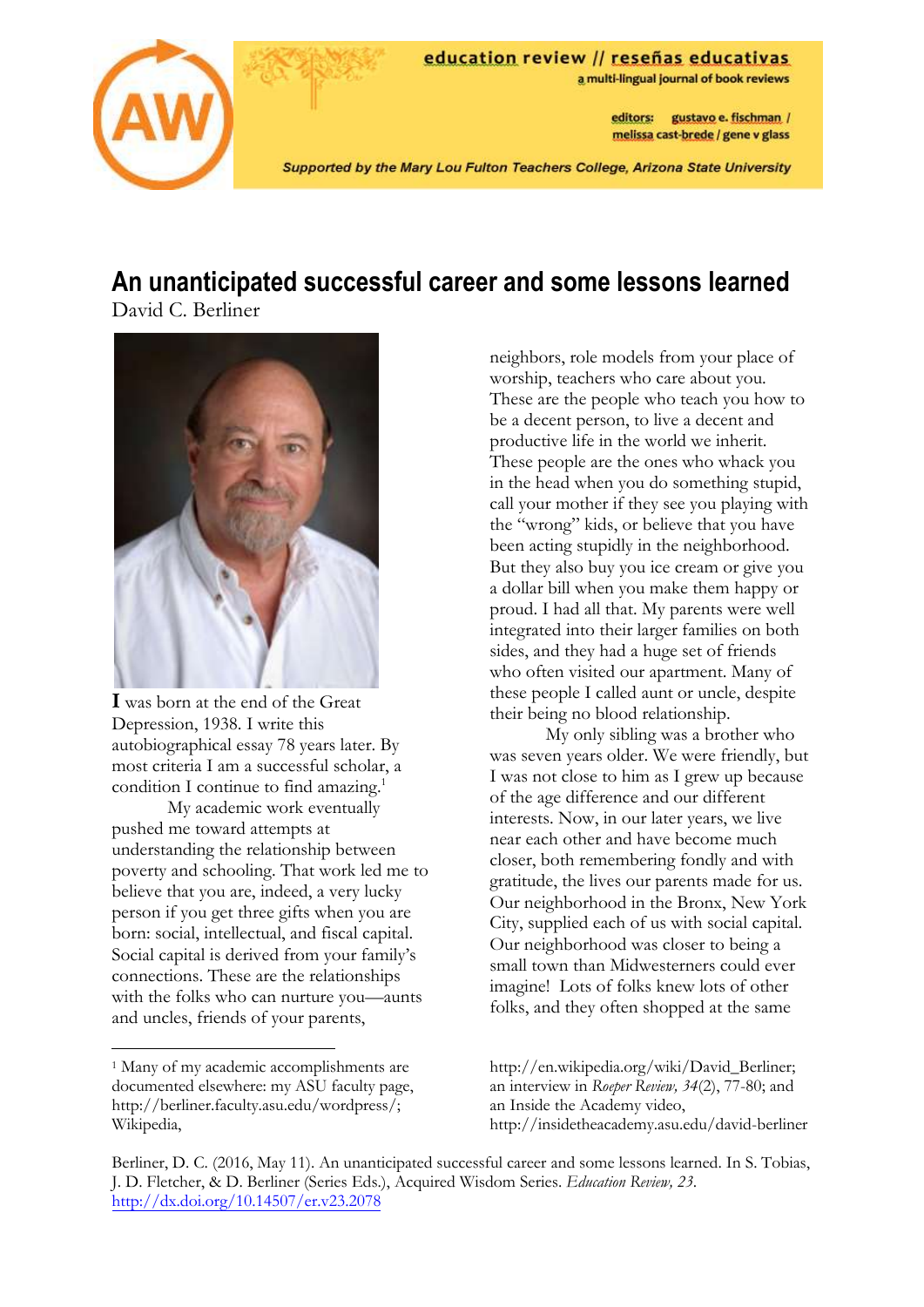education review // reseñas educativas
a multi-lingual journal of book reviews

editors: gustavo e. fischman / melissa cast-brede / gene v glass

Supported by the Mary Lou Fulton Teachers College, Arizona State University

# An unanticipated successful career and some lessons learned

David C. Berliner

I was born at the end of the Great Depression, 1938. I write this autobiographical essay 78 years later. By most criteria I am a successful scholar, a condition I continue to find amazing.[1]

My academic work eventually pushed me toward attempts at understanding the relationship between poverty and schooling. That work led me to believe that you are, indeed, a very lucky person if you get three gifts when you are born: social, intellectual, and fiscal capital. Social capital is derived from your family's connections. These are the relationships with the folks who can nurture you—aunts and uncles, friends of your parents, neighbors, role models from your place of worship, teachers who care about you. These are the people who teach you how to be a decent person, to live a decent and productive life in the world we inherit. These people are the ones who whack you in the head when you do something stupid, call your mother if they see you playing with the "wrong" kids, or believe that you have been acting stupidly in the neighborhood. But they also buy you ice cream or give you a dollar bill when you make them happy or proud. I had all that. My parents were well integrated into their larger families on both sides, and they had a huge set of friends who often visited our apartment. Many of these people I called aunt or uncle, despite their being no blood relationship.

My only sibling was a brother who was seven years older. We were friendly, but I was not close to him as I grew up because of the age difference and our different interests. Now, in our later years, we live near each other and have become much closer, both remembering fondly and with gratitude, the lives our parents made for us. Our neighborhood in the Bronx, New York City, supplied each of us with social capital. Our neighborhood was closer to being a small town than Midwesterners could ever imagine! Lots of folks knew lots of other folks, and they often shopped at the same

[1] Many of my academic accomplishments are documented elsewhere: my ASU faculty page, http://berliner.faculty.asu.edu/wordpress/; Wikipedia, http://en.wikipedia.org/wiki/David_Berliner; an interview in *Roeper Review, 34*(2), 77-80; and an Inside the Academy video, http://insidetheacademy.asu.edu/david-berliner

Berliner, D. C. (2016, May 11). An unanticipated successful career and some lessons learned. In S. Tobias, J. D. Fletcher, & D. Berliner (Series Eds.), Acquired Wisdom Series. *Education Review, 23*. http://dx.doi.org/10.14507/er.v23.2078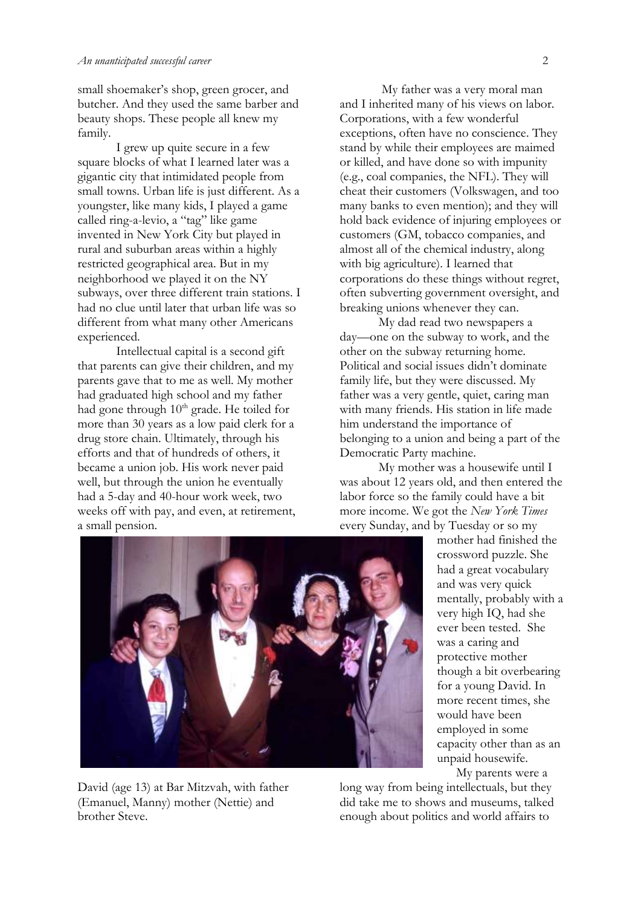small shoemaker's shop, green grocer, and butcher. And they used the same barber and beauty shops. These people all knew my family.

I grew up quite secure in a few square blocks of what I learned later was a gigantic city that intimidated people from small towns. Urban life is just different. As a youngster, like many kids, I played a game called ring-a-levio, a "tag" like game invented in New York City but played in rural and suburban areas within a highly restricted geographical area. But in my neighborhood we played it on the NY subways, over three different train stations. I had no clue until later that urban life was so different from what many other Americans experienced.

Intellectual capital is a second gift that parents can give their children, and my parents gave that to me as well. My mother had graduated high school and my father had gone through 10th grade. He toiled for more than 30 years as a low paid clerk for a drug store chain. Ultimately, through his efforts and that of hundreds of others, it became a union job. His work never paid well, but through the union he eventually had a 5-day and 40-hour work week, two weeks off with pay, and even, at retirement, a small pension.

David (age 13) at Bar Mitzvah, with father (Emanuel, Manny) mother (Nettie) and brother Steve.

My father was a very moral man and I inherited many of his views on labor. Corporations, with a few wonderful exceptions, often have no conscience. They stand by while their employees are maimed or killed, and have done so with impunity (e.g., coal companies, the NFL). They will cheat their customers (Volkswagen, and too many banks to even mention); and they will hold back evidence of injuring employees or customers (GM, tobacco companies, and almost all of the chemical industry, along with big agriculture). I learned that corporations do these things without regret, often subverting government oversight, and breaking unions whenever they can.

My dad read two newspapers a day—one on the subway to work, and the other on the subway returning home. Political and social issues didn't dominate family life, but they were discussed. My father was a very gentle, quiet, caring man with many friends. His station in life made him understand the importance of belonging to a union and being a part of the Democratic Party machine.

My mother was a housewife until I was about 12 years old, and then entered the labor force so the family could have a bit more income. We got the *New York Times* every Sunday, and by Tuesday or so my mother had finished the crossword puzzle. She had a great vocabulary and was very quick mentally, probably with a very high IQ, had she ever been tested. She was a caring and protective mother though a bit overbearing for a young David. In more recent times, she would have been employed in some capacity other than as an unpaid housewife.

My parents were a long way from being intellectuals, but they did take me to shows and museums, talked enough about politics and world affairs to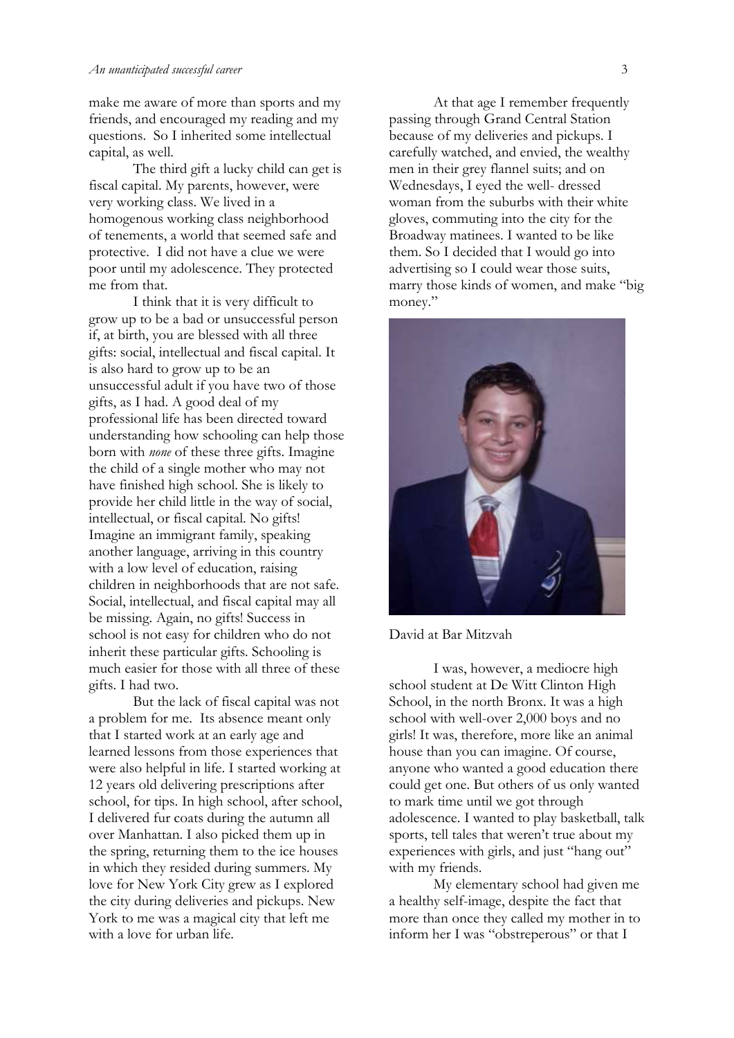make me aware of more than sports and my friends, and encouraged my reading and my questions. So I inherited some intellectual capital, as well.

The third gift a lucky child can get is fiscal capital. My parents, however, were very working class. We lived in a homogenous working class neighborhood of tenements, a world that seemed safe and protective. I did not have a clue we were poor until my adolescence. They protected me from that.

I think that it is very difficult to grow up to be a bad or unsuccessful person if, at birth, you are blessed with all three gifts: social, intellectual and fiscal capital. It is also hard to grow up to be an unsuccessful adult if you have two of those gifts, as I had. A good deal of my professional life has been directed toward understanding how schooling can help those born with *none* of these three gifts. Imagine the child of a single mother who may not have finished high school. She is likely to provide her child little in the way of social, intellectual, or fiscal capital. No gifts! Imagine an immigrant family, speaking another language, arriving in this country with a low level of education, raising children in neighborhoods that are not safe. Social, intellectual, and fiscal capital may all be missing. Again, no gifts! Success in school is not easy for children who do not inherit these particular gifts. Schooling is much easier for those with all three of these gifts. I had two.

But the lack of fiscal capital was not a problem for me. Its absence meant only that I started work at an early age and learned lessons from those experiences that were also helpful in life. I started working at 12 years old delivering prescriptions after school, for tips. In high school, after school, I delivered fur coats during the autumn all over Manhattan. I also picked them up in the spring, returning them to the ice houses in which they resided during summers. My love for New York City grew as I explored the city during deliveries and pickups. New York to me was a magical city that left me with a love for urban life.

At that age I remember frequently passing through Grand Central Station because of my deliveries and pickups. I carefully watched, and envied, the wealthy men in their grey flannel suits; and on Wednesdays, I eyed the well- dressed woman from the suburbs with their white gloves, commuting into the city for the Broadway matinees. I wanted to be like them. So I decided that I would go into advertising so I could wear those suits, marry those kinds of women, and make "big money."

David at Bar Mitzvah

I was, however, a mediocre high school student at De Witt Clinton High School, in the north Bronx. It was a high school with well-over 2,000 boys and no girls! It was, therefore, more like an animal house than you can imagine. Of course, anyone who wanted a good education there could get one. But others of us only wanted to mark time until we got through adolescence. I wanted to play basketball, talk sports, tell tales that weren't true about my experiences with girls, and just "hang out" with my friends.

My elementary school had given me a healthy self-image, despite the fact that more than once they called my mother in to inform her I was "obstreperous" or that I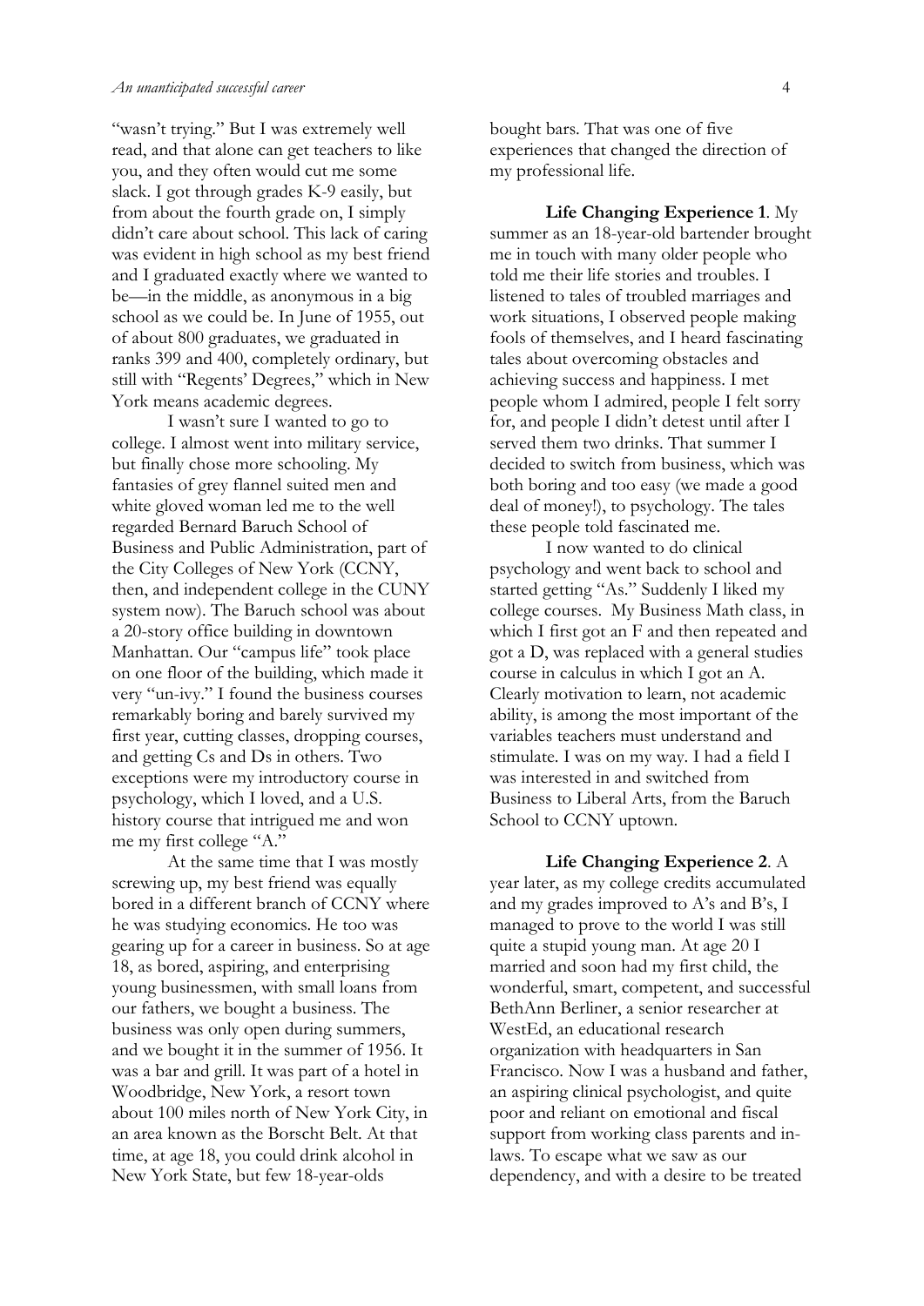"wasn't trying." But I was extremely well read, and that alone can get teachers to like you, and they often would cut me some slack. I got through grades K-9 easily, but from about the fourth grade on, I simply didn't care about school. This lack of caring was evident in high school as my best friend and I graduated exactly where we wanted to be—in the middle, as anonymous in a big school as we could be. In June of 1955, out of about 800 graduates, we graduated in ranks 399 and 400, completely ordinary, but still with "Regents' Degrees," which in New York means academic degrees.

I wasn't sure I wanted to go to college. I almost went into military service, but finally chose more schooling. My fantasies of grey flannel suited men and white gloved woman led me to the well regarded Bernard Baruch School of Business and Public Administration, part of the City Colleges of New York (CCNY, then, and independent college in the CUNY system now). The Baruch school was about a 20-story office building in downtown Manhattan. Our "campus life" took place on one floor of the building, which made it very "un-ivy." I found the business courses remarkably boring and barely survived my first year, cutting classes, dropping courses, and getting Cs and Ds in others. Two exceptions were my introductory course in psychology, which I loved, and a U.S. history course that intrigued me and won me my first college "A."

At the same time that I was mostly screwing up, my best friend was equally bored in a different branch of CCNY where he was studying economics. He too was gearing up for a career in business. So at age 18, as bored, aspiring, and enterprising young businessmen, with small loans from our fathers, we bought a business. The business was only open during summers, and we bought it in the summer of 1956. It was a bar and grill. It was part of a hotel in Woodbridge, New York, a resort town about 100 miles north of New York City, in an area known as the Borscht Belt. At that time, at age 18, you could drink alcohol in New York State, but few 18-year-olds bought bars. That was one of five experiences that changed the direction of my professional life.

**Life Changing Experience 1**. My summer as an 18-year-old bartender brought me in touch with many older people who told me their life stories and troubles. I listened to tales of troubled marriages and work situations, I observed people making fools of themselves, and I heard fascinating tales about overcoming obstacles and achieving success and happiness. I met people whom I admired, people I felt sorry for, and people I didn't detest until after I served them two drinks. That summer I decided to switch from business, which was both boring and too easy (we made a good deal of money!), to psychology. The tales these people told fascinated me.

I now wanted to do clinical psychology and went back to school and started getting "As." Suddenly I liked my college courses. My Business Math class, in which I first got an F and then repeated and got a D, was replaced with a general studies course in calculus in which I got an A. Clearly motivation to learn, not academic ability, is among the most important of the variables teachers must understand and stimulate. I was on my way. I had a field I was interested in and switched from Business to Liberal Arts, from the Baruch School to CCNY uptown.

**Life Changing Experience 2**. A year later, as my college credits accumulated and my grades improved to A's and B's, I managed to prove to the world I was still quite a stupid young man. At age 20 I married and soon had my first child, the wonderful, smart, competent, and successful BethAnn Berliner, a senior researcher at WestEd, an educational research organization with headquarters in San Francisco. Now I was a husband and father, an aspiring clinical psychologist, and quite poor and reliant on emotional and fiscal support from working class parents and in-laws. To escape what we saw as our dependency, and with a desire to be treated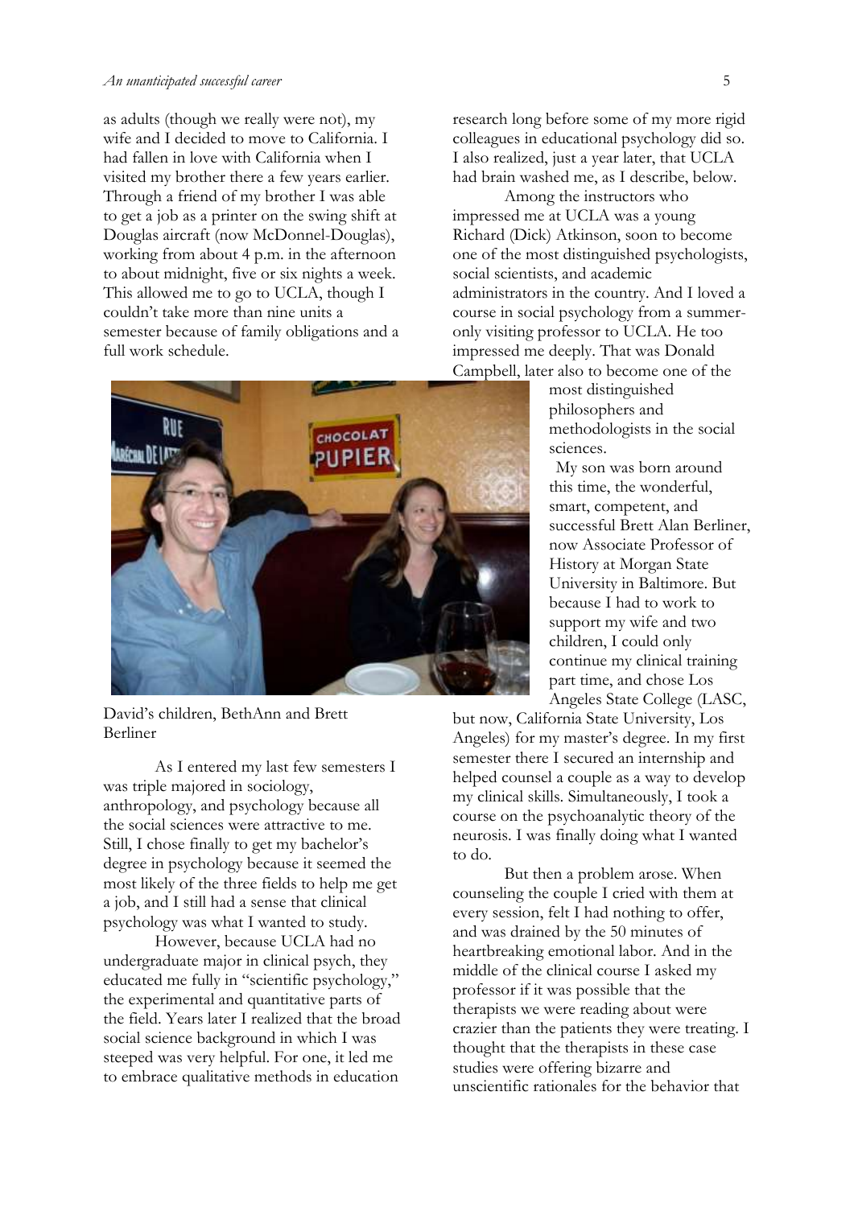as adults (though we really were not), my wife and I decided to move to California. I had fallen in love with California when I visited my brother there a few years earlier. Through a friend of my brother I was able to get a job as a printer on the swing shift at Douglas aircraft (now McDonnel-Douglas), working from about 4 p.m. in the afternoon to about midnight, five or six nights a week. This allowed me to go to UCLA, though I couldn't take more than nine units a semester because of family obligations and a full work schedule.

David's children, BethAnn and Brett Berliner

As I entered my last few semesters I was triple majored in sociology, anthropology, and psychology because all the social sciences were attractive to me. Still, I chose finally to get my bachelor's degree in psychology because it seemed the most likely of the three fields to help me get a job, and I still had a sense that clinical psychology was what I wanted to study.

However, because UCLA had no undergraduate major in clinical psych, they educated me fully in "scientific psychology," the experimental and quantitative parts of the field. Years later I realized that the broad social science background in which I was steeped was very helpful. For one, it led me to embrace qualitative methods in education research long before some of my more rigid colleagues in educational psychology did so. I also realized, just a year later, that UCLA had brain washed me, as I describe, below.

Among the instructors who impressed me at UCLA was a young Richard (Dick) Atkinson, soon to become one of the most distinguished psychologists, social scientists, and academic administrators in the country. And I loved a course in social psychology from a summer-only visiting professor to UCLA. He too impressed me deeply. That was Donald Campbell, later also to become one of the most distinguished philosophers and methodologists in the social sciences.

My son was born around this time, the wonderful, smart, competent, and successful Brett Alan Berliner, now Associate Professor of History at Morgan State University in Baltimore. But because I had to work to support my wife and two children, I could only continue my clinical training part time, and chose Los Angeles State College (LASC, but now, California State University, Los Angeles) for my master's degree. In my first semester there I secured an internship and helped counsel a couple as a way to develop my clinical skills. Simultaneously, I took a course on the psychoanalytic theory of the neurosis. I was finally doing what I wanted to do.

But then a problem arose. When counseling the couple I cried with them at every session, felt I had nothing to offer, and was drained by the 50 minutes of heartbreaking emotional labor. And in the middle of the clinical course I asked my professor if it was possible that the therapists we were reading about were crazier than the patients they were treating. I thought that the therapists in these case studies were offering bizarre and unscientific rationales for the behavior that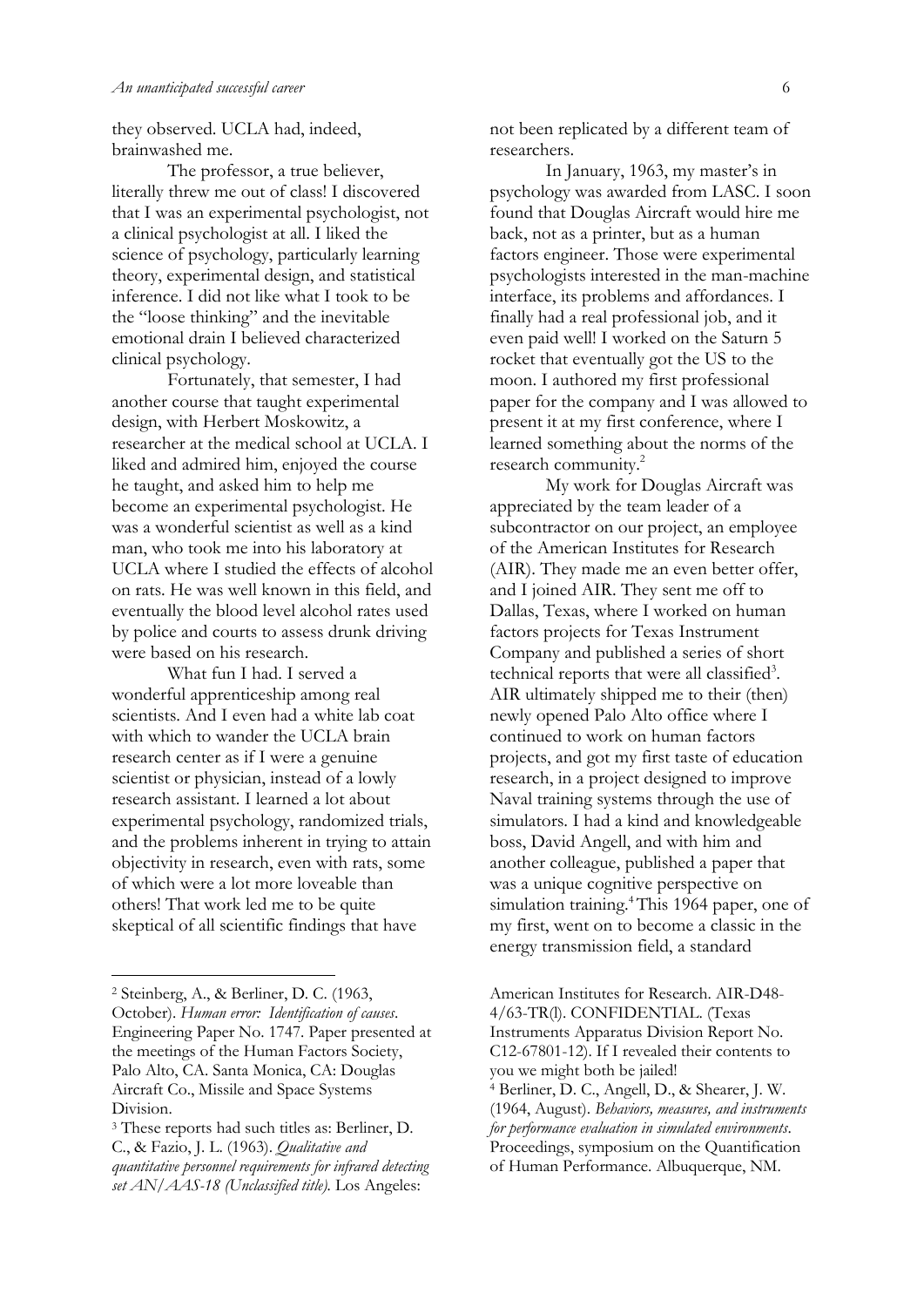they observed. UCLA had, indeed, brainwashed me.

The professor, a true believer, literally threw me out of class! I discovered that I was an experimental psychologist, not a clinical psychologist at all. I liked the science of psychology, particularly learning theory, experimental design, and statistical inference. I did not like what I took to be the "loose thinking" and the inevitable emotional drain I believed characterized clinical psychology.

Fortunately, that semester, I had another course that taught experimental design, with Herbert Moskowitz, a researcher at the medical school at UCLA. I liked and admired him, enjoyed the course he taught, and asked him to help me become an experimental psychologist. He was a wonderful scientist as well as a kind man, who took me into his laboratory at UCLA where I studied the effects of alcohol on rats. He was well known in this field, and eventually the blood level alcohol rates used by police and courts to assess drunk driving were based on his research.

What fun I had. I served a wonderful apprenticeship among real scientists. And I even had a white lab coat with which to wander the UCLA brain research center as if I were a genuine scientist or physician, instead of a lowly research assistant. I learned a lot about experimental psychology, randomized trials, and the problems inherent in trying to attain objectivity in research, even with rats, some of which were a lot more loveable than others! That work led me to be quite skeptical of all scientific findings that have not been replicated by a different team of researchers.

In January, 1963, my master's in psychology was awarded from LASC. I soon found that Douglas Aircraft would hire me back, not as a printer, but as a human factors engineer. Those were experimental psychologists interested in the man-machine interface, its problems and affordances. I finally had a real professional job, and it even paid well! I worked on the Saturn 5 rocket that eventually got the US to the moon. I authored my first professional paper for the company and I was allowed to present it at my first conference, where I learned something about the norms of the research community.[2]

My work for Douglas Aircraft was appreciated by the team leader of a subcontractor on our project, an employee of the American Institutes for Research (AIR). They made me an even better offer, and I joined AIR. They sent me off to Dallas, Texas, where I worked on human factors projects for Texas Instrument Company and published a series of short technical reports that were all classified[3]. AIR ultimately shipped me to their (then) newly opened Palo Alto office where I continued to work on human factors projects, and got my first taste of education research, in a project designed to improve Naval training systems through the use of simulators. I had a kind and knowledgeable boss, David Angell, and with him and another colleague, published a paper that was a unique cognitive perspective on simulation training.[4] This 1964 paper, one of my first, went on to become a classic in the energy transmission field, a standard

---

[2] Steinberg, A., & Berliner, D. C. (1963, October). *Human error: Identification of causes*. Engineering Paper No. 1747. Paper presented at the meetings of the Human Factors Society, Palo Alto, CA. Santa Monica, CA: Douglas Aircraft Co., Missile and Space Systems Division.

[3] These reports had such titles as: Berliner, D. C., & Fazio, J. L. (1963). *Qualitative and quantitative personnel requirements for infrared detecting set AN/AAS-18 (Unclassified title).* Los Angeles: American Institutes for Research. AIR-D48-4/63-TR(l). CONFIDENTIAL. (Texas Instruments Apparatus Division Report No. C12-67801-12). If I revealed their contents to you we might both be jailed!

[4] Berliner, D. C., Angell, D., & Shearer, J. W. (1964, August). *Behaviors, measures, and instruments for performance evaluation in simulated environments*. Proceedings, symposium on the Quantification of Human Performance. Albuquerque, NM.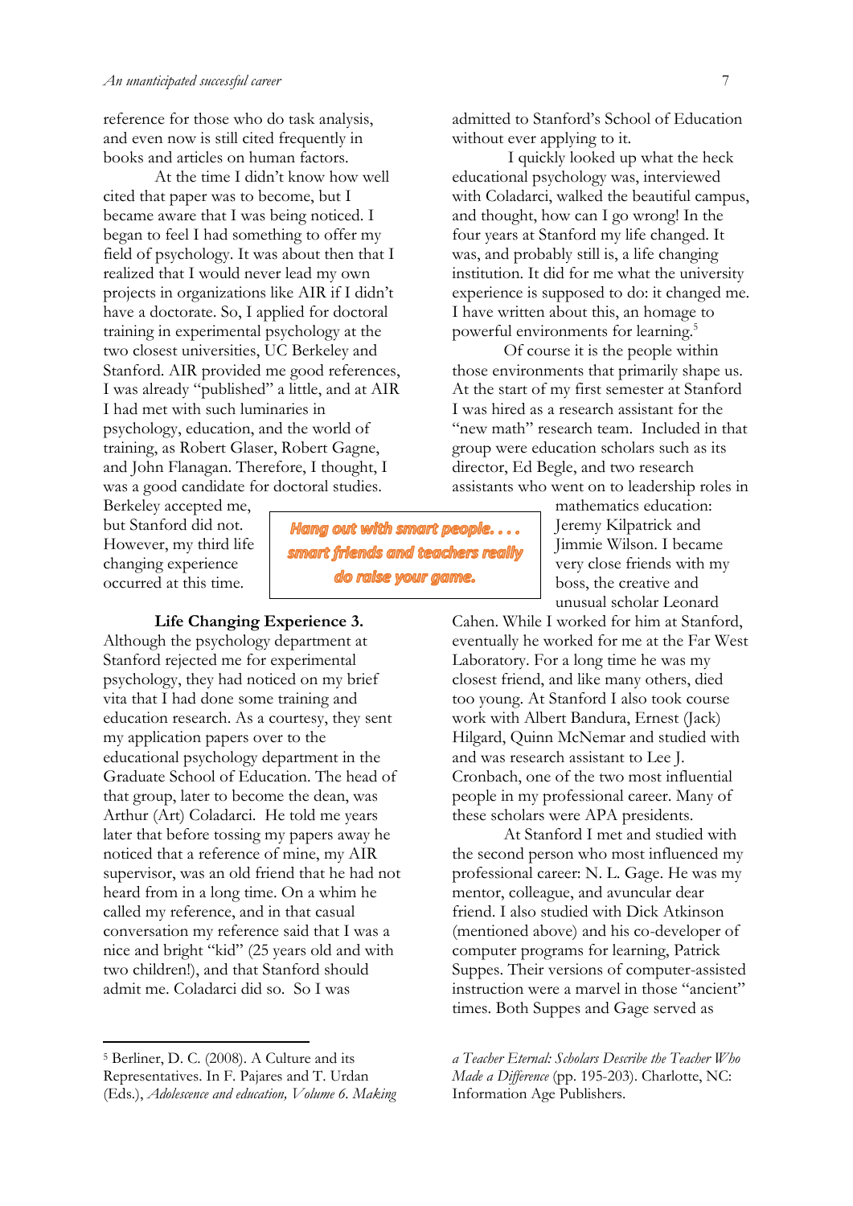reference for those who do task analysis, and even now is still cited frequently in books and articles on human factors.

At the time I didn't know how well cited that paper was to become, but I became aware that I was being noticed. I began to feel I had something to offer my field of psychology. It was about then that I realized that I would never lead my own projects in organizations like AIR if I didn't have a doctorate. So, I applied for doctoral training in experimental psychology at the two closest universities, UC Berkeley and Stanford. AIR provided me good references, I was already "published" a little, and at AIR I had met with such luminaries in psychology, education, and the world of training, as Robert Glaser, Robert Gagne, and John Flanagan. Therefore, I thought, I was a good candidate for doctoral studies. Berkeley accepted me, but Stanford did not. However, my third life changing experience occurred at this time.

> ***Hang out with smart people. . . . smart friends and teachers really do raise your game.***

**Life Changing Experience 3.**

Although the psychology department at Stanford rejected me for experimental psychology, they had noticed on my brief vita that I had done some training and education research. As a courtesy, they sent my application papers over to the educational psychology department in the Graduate School of Education. The head of that group, later to become the dean, was Arthur (Art) Coladarci. He told me years later that before tossing my papers away he noticed that a reference of mine, my AIR supervisor, was an old friend that he had not heard from in a long time. On a whim he called my reference, and in that casual conversation my reference said that I was a nice and bright "kid" (25 years old and with two children!), and that Stanford should admit me. Coladarci did so. So I was admitted to Stanford's School of Education without ever applying to it.

I quickly looked up what the heck educational psychology was, interviewed with Coladarci, walked the beautiful campus, and thought, how can I go wrong! In the four years at Stanford my life changed. It was, and probably still is, a life changing institution. It did for me what the university experience is supposed to do: it changed me. I have written about this, an homage to powerful environments for learning.[5]

Of course it is the people within those environments that primarily shape us. At the start of my first semester at Stanford I was hired as a research assistant for the "new math" research team. Included in that group were education scholars such as its director, Ed Begle, and two research assistants who went on to leadership roles in mathematics education: Jeremy Kilpatrick and Jimmie Wilson. I became very close friends with my boss, the creative and unusual scholar Leonard Cahen. While I worked for him at Stanford, eventually he worked for me at the Far West Laboratory. For a long time he was my closest friend, and like many others, died too young. At Stanford I also took course work with Albert Bandura, Ernest (Jack) Hilgard, Quinn McNemar and studied with and was research assistant to Lee J. Cronbach, one of the two most influential people in my professional career. Many of these scholars were APA presidents.

At Stanford I met and studied with the second person who most influenced my professional career: N. L. Gage. He was my mentor, colleague, and avuncular dear friend. I also studied with Dick Atkinson (mentioned above) and his co-developer of computer programs for learning, Patrick Suppes. Their versions of computer-assisted instruction were a marvel in those "ancient" times. Both Suppes and Gage served as

---

[5] Berliner, D. C. (2008). A Culture and its Representatives. In F. Pajares and T. Urdan (Eds.), *Adolescence and education, Volume 6. Making a Teacher Eternal: Scholars Describe the Teacher Who Made a Difference* (pp. 195-203). Charlotte, NC: Information Age Publishers.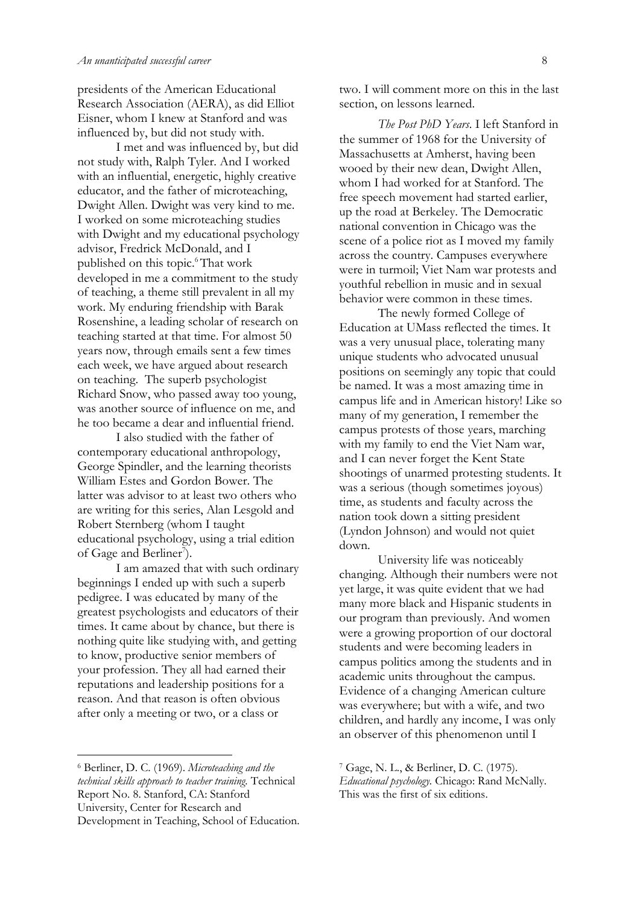presidents of the American Educational Research Association (AERA), as did Elliot Eisner, whom I knew at Stanford and was influenced by, but did not study with.

I met and was influenced by, but did not study with, Ralph Tyler. And I worked with an influential, energetic, highly creative educator, and the father of microteaching, Dwight Allen. Dwight was very kind to me. I worked on some microteaching studies with Dwight and my educational psychology advisor, Fredrick McDonald, and I published on this topic.[6] That work developed in me a commitment to the study of teaching, a theme still prevalent in all my work. My enduring friendship with Barak Rosenshine, a leading scholar of research on teaching started at that time. For almost 50 years now, through emails sent a few times each week, we have argued about research on teaching. The superb psychologist Richard Snow, who passed away too young, was another source of influence on me, and he too became a dear and influential friend.

I also studied with the father of contemporary educational anthropology, George Spindler, and the learning theorists William Estes and Gordon Bower. The latter was advisor to at least two others who are writing for this series, Alan Lesgold and Robert Sternberg (whom I taught educational psychology, using a trial edition of Gage and Berliner[7]).

I am amazed that with such ordinary beginnings I ended up with such a superb pedigree. I was educated by many of the greatest psychologists and educators of their times. It came about by chance, but there is nothing quite like studying with, and getting to know, productive senior members of your profession. They all had earned their reputations and leadership positions for a reason. And that reason is often obvious after only a meeting or two, or a class or two. I will comment more on this in the last section, on lessons learned.

*The Post PhD Years.* I left Stanford in the summer of 1968 for the University of Massachusetts at Amherst, having been wooed by their new dean, Dwight Allen, whom I had worked for at Stanford. The free speech movement had started earlier, up the road at Berkeley. The Democratic national convention in Chicago was the scene of a police riot as I moved my family across the country. Campuses everywhere were in turmoil; Viet Nam war protests and youthful rebellion in music and in sexual behavior were common in these times.

The newly formed College of Education at UMass reflected the times. It was a very unusual place, tolerating many unique students who advocated unusual positions on seemingly any topic that could be named. It was a most amazing time in campus life and in American history! Like so many of my generation, I remember the campus protests of those years, marching with my family to end the Viet Nam war, and I can never forget the Kent State shootings of unarmed protesting students. It was a serious (though sometimes joyous) time, as students and faculty across the nation took down a sitting president (Lyndon Johnson) and would not quiet down.

University life was noticeably changing. Although their numbers were not yet large, it was quite evident that we had many more black and Hispanic students in our program than previously. And women were a growing proportion of our doctoral students and were becoming leaders in campus politics among the students and in academic units throughout the campus. Evidence of a changing American culture was everywhere; but with a wife, and two children, and hardly any income, I was only an observer of this phenomenon until I

---

[6] Berliner, D. C. (1969). *Microteaching and the technical skills approach to teacher training.* Technical Report No. 8. Stanford, CA: Stanford University, Center for Research and Development in Teaching, School of Education.

[7] Gage, N. L., & Berliner, D. C. (1975). *Educational psychology.* Chicago: Rand McNally. This was the first of six editions.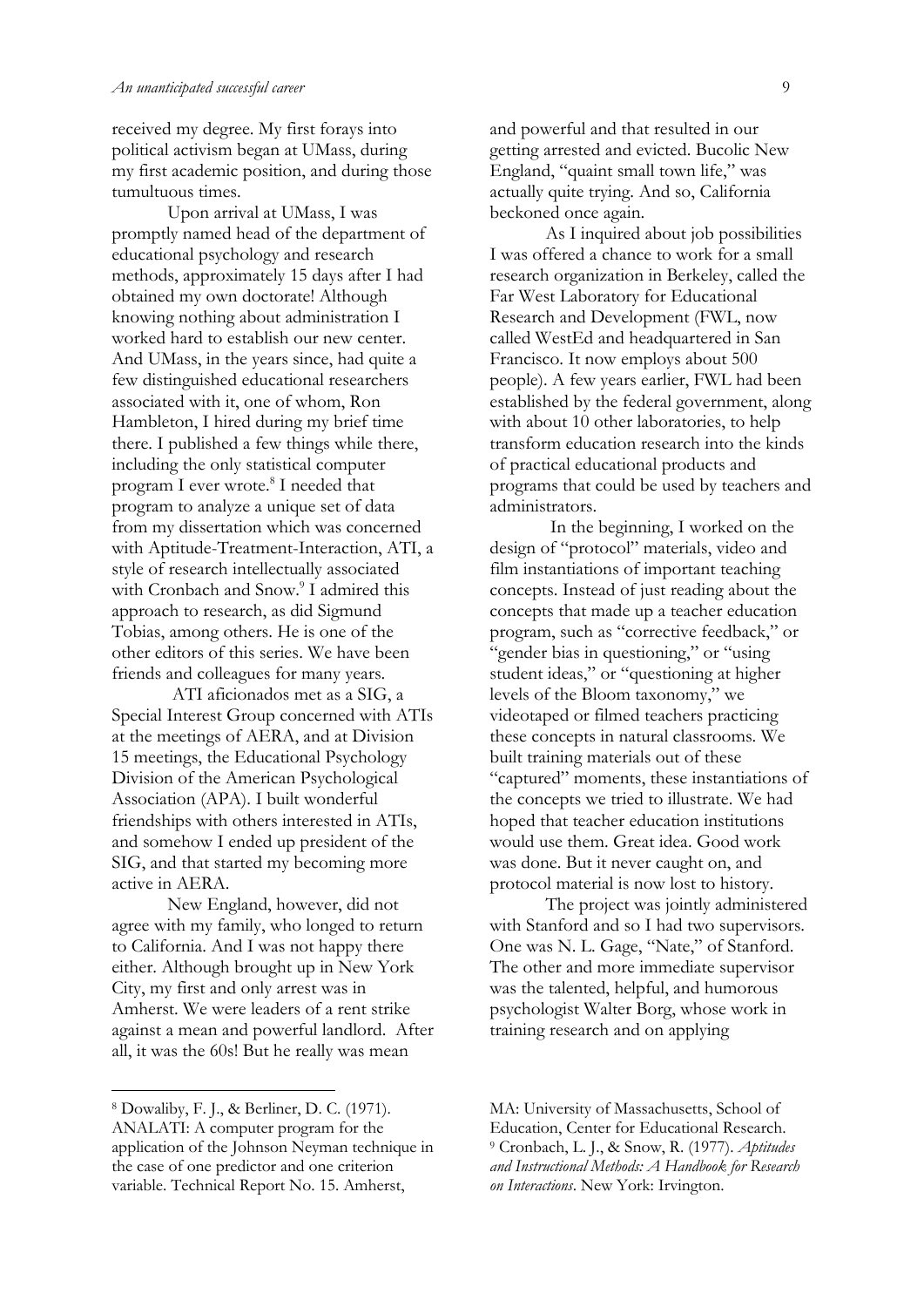received my degree. My first forays into political activism began at UMass, during my first academic position, and during those tumultuous times.

Upon arrival at UMass, I was promptly named head of the department of educational psychology and research methods, approximately 15 days after I had obtained my own doctorate! Although knowing nothing about administration I worked hard to establish our new center. And UMass, in the years since, had quite a few distinguished educational researchers associated with it, one of whom, Ron Hambleton, I hired during my brief time there. I published a few things while there, including the only statistical computer program I ever wrote.[8] I needed that program to analyze a unique set of data from my dissertation which was concerned with Aptitude-Treatment-Interaction, ATI, a style of research intellectually associated with Cronbach and Snow.[9] I admired this approach to research, as did Sigmund Tobias, among others. He is one of the other editors of this series. We have been friends and colleagues for many years.

ATI aficionados met as a SIG, a Special Interest Group concerned with ATIs at the meetings of AERA, and at Division 15 meetings, the Educational Psychology Division of the American Psychological Association (APA). I built wonderful friendships with others interested in ATIs, and somehow I ended up president of the SIG, and that started my becoming more active in AERA.

New England, however, did not agree with my family, who longed to return to California. And I was not happy there either. Although brought up in New York City, my first and only arrest was in Amherst. We were leaders of a rent strike against a mean and powerful landlord. After all, it was the 60s! But he really was mean and powerful and that resulted in our getting arrested and evicted. Bucolic New England, "quaint small town life," was actually quite trying. And so, California beckoned once again.

As I inquired about job possibilities I was offered a chance to work for a small research organization in Berkeley, called the Far West Laboratory for Educational Research and Development (FWL, now called WestEd and headquartered in San Francisco. It now employs about 500 people). A few years earlier, FWL had been established by the federal government, along with about 10 other laboratories, to help transform education research into the kinds of practical educational products and programs that could be used by teachers and administrators.

In the beginning, I worked on the design of "protocol" materials, video and film instantiations of important teaching concepts. Instead of just reading about the concepts that made up a teacher education program, such as "corrective feedback," or "gender bias in questioning," or "using student ideas," or "questioning at higher levels of the Bloom taxonomy," we videotaped or filmed teachers practicing these concepts in natural classrooms. We built training materials out of these "captured" moments, these instantiations of the concepts we tried to illustrate. We had hoped that teacher education institutions would use them. Great idea. Good work was done. But it never caught on, and protocol material is now lost to history.

The project was jointly administered with Stanford and so I had two supervisors. One was N. L. Gage, "Nate," of Stanford. The other and more immediate supervisor was the talented, helpful, and humorous psychologist Walter Borg, whose work in training research and on applying

---

[8] Dowaliby, F. J., & Berliner, D. C. (1971). ANALATI: A computer program for the application of the Johnson Neyman technique in the case of one predictor and one criterion variable. Technical Report No. 15. Amherst, MA: University of Massachusetts, School of Education, Center for Educational Research.

[9] Cronbach, L. J., & Snow, R. (1977). *Aptitudes and Instructional Methods: A Handbook for Research on Interactions*. New York: Irvington.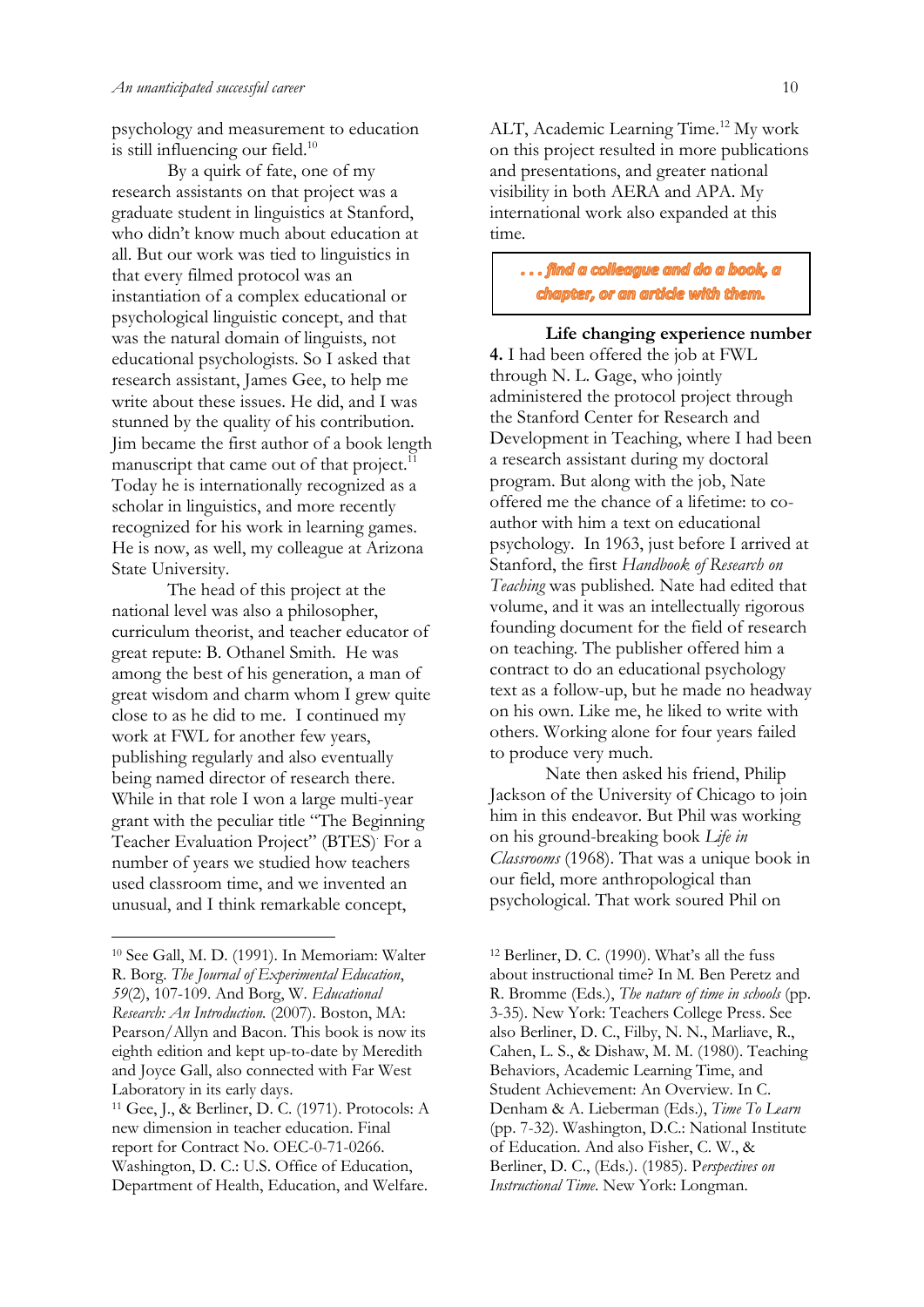psychology and measurement to education is still influencing our field.[10]

By a quirk of fate, one of my research assistants on that project was a graduate student in linguistics at Stanford, who didn't know much about education at all. But our work was tied to linguistics in that every filmed protocol was an instantiation of a complex educational or psychological linguistic concept, and that was the natural domain of linguists, not educational psychologists. So I asked that research assistant, James Gee, to help me write about these issues. He did, and I was stunned by the quality of his contribution. Jim became the first author of a book length manuscript that came out of that project.[11] Today he is internationally recognized as a scholar in linguistics, and more recently recognized for his work in learning games. He is now, as well, my colleague at Arizona State University.

The head of this project at the national level was also a philosopher, curriculum theorist, and teacher educator of great repute: B. Othanel Smith. He was among the best of his generation, a man of great wisdom and charm whom I grew quite close to as he did to me. I continued my work at FWL for another few years, publishing regularly and also eventually being named director of research there. While in that role I won a large multi-year grant with the peculiar title "The Beginning Teacher Evaluation Project" (BTES). For a number of years we studied how teachers used classroom time, and we invented an unusual, and I think remarkable concept, ALT, Academic Learning Time.[12] My work on this project resulted in more publications and presentations, and greater national visibility in both AERA and APA. My international work also expanded at this time.

> ***. . . find a colleague and do a book, a chapter, or an article with them.***

**Life changing experience number 4.** I had been offered the job at FWL through N. L. Gage, who jointly administered the protocol project through the Stanford Center for Research and Development in Teaching, where I had been a research assistant during my doctoral program. But along with the job, Nate offered me the chance of a lifetime: to co-author with him a text on educational psychology. In 1963, just before I arrived at Stanford, the first *Handbook of Research on Teaching* was published. Nate had edited that volume, and it was an intellectually rigorous founding document for the field of research on teaching. The publisher offered him a contract to do an educational psychology text as a follow-up, but he made no headway on his own. Like me, he liked to write with others. Working alone for four years failed to produce very much.

Nate then asked his friend, Philip Jackson of the University of Chicago to join him in this endeavor. But Phil was working on his ground-breaking book *Life in Classrooms* (1968). That was a unique book in our field, more anthropological than psychological. That work soured Phil on

---

[10] See Gall, M. D. (1991). In Memoriam: Walter R. Borg. *The Journal of Experimental Education*, *59*(2), 107-109. And Borg, W. *Educational Research: An Introduction.* (2007). Boston, MA: Pearson/Allyn and Bacon. This book is now its eighth edition and kept up-to-date by Meredith and Joyce Gall, also connected with Far West Laboratory in its early days.

[11] Gee, J., & Berliner, D. C. (1971). Protocols: A new dimension in teacher education. Final report for Contract No. OEC-0-71-0266. Washington, D. C.: U.S. Office of Education, Department of Health, Education, and Welfare.

[12] Berliner, D. C. (1990). What's all the fuss about instructional time? In M. Ben Peretz and R. Bromme (Eds.), *The nature of time in schools* (pp. 3-35). New York: Teachers College Press. See also Berliner, D. C., Filby, N. N., Marliave, R., Cahen, L. S., & Dishaw, M. M. (1980). Teaching Behaviors, Academic Learning Time, and Student Achievement: An Overview. In C. Denham & A. Lieberman (Eds.), *Time To Learn* (pp. 7-32). Washington, D.C.: National Institute of Education. And also Fisher, C. W., & Berliner, D. C., (Eds.). (1985). *Perspectives on Instructional Time*. New York: Longman.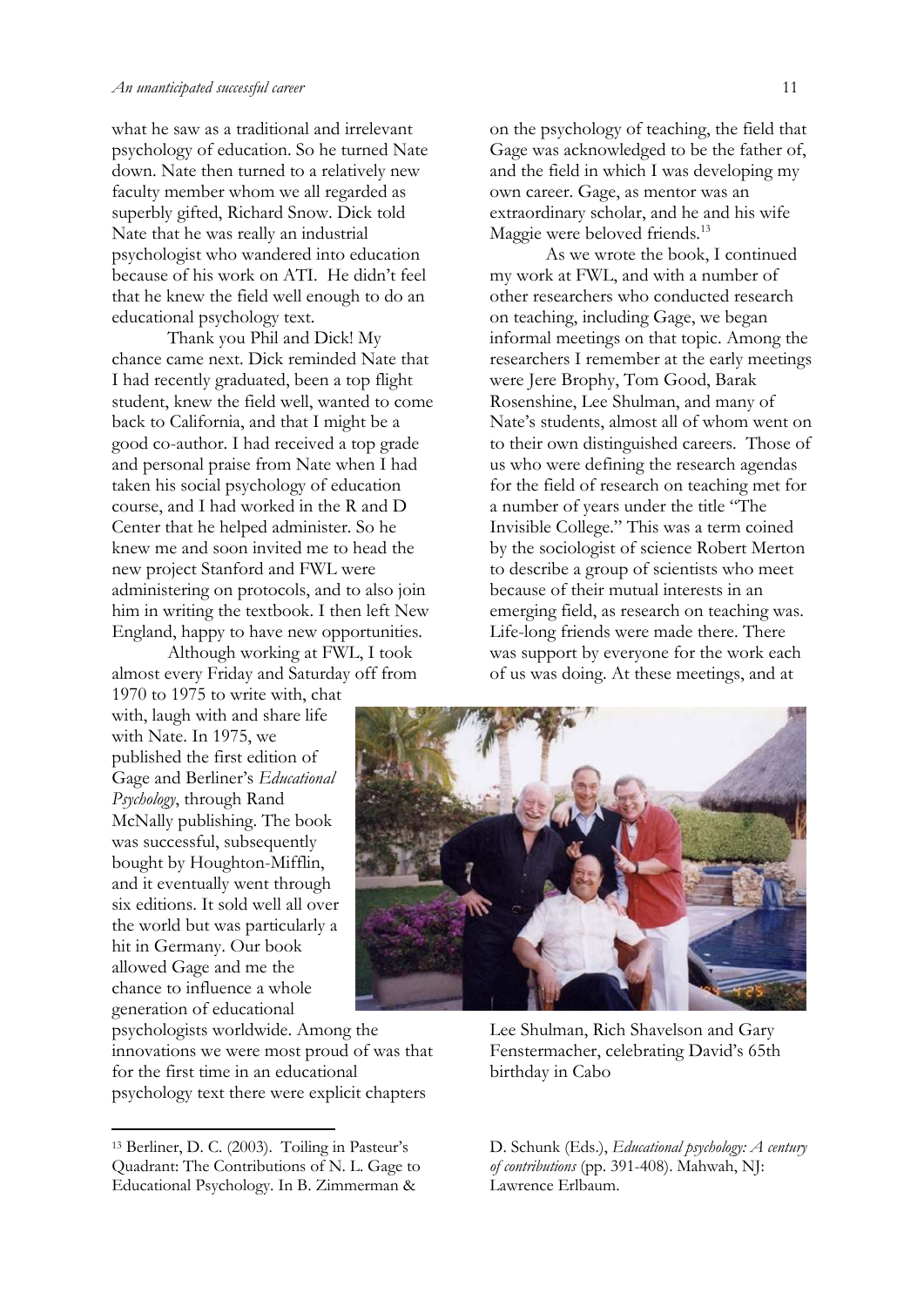what he saw as a traditional and irrelevant psychology of education. So he turned Nate down. Nate then turned to a relatively new faculty member whom we all regarded as superbly gifted, Richard Snow. Dick told Nate that he was really an industrial psychologist who wandered into education because of his work on ATI. He didn't feel that he knew the field well enough to do an educational psychology text.

Thank you Phil and Dick! My chance came next. Dick reminded Nate that I had recently graduated, been a top flight student, knew the field well, wanted to come back to California, and that I might be a good co-author. I had received a top grade and personal praise from Nate when I had taken his social psychology of education course, and I had worked in the R and D Center that he helped administer. So he knew me and soon invited me to head the new project Stanford and FWL were administering on protocols, and to also join him in writing the textbook. I then left New England, happy to have new opportunities.

Although working at FWL, I took almost every Friday and Saturday off from 1970 to 1975 to write with, chat with, laugh with and share life with Nate. In 1975, we published the first edition of Gage and Berliner's *Educational Psychology*, through Rand McNally publishing. The book was successful, subsequently bought by Houghton-Mifflin, and it eventually went through six editions. It sold well all over the world but was particularly a hit in Germany. Our book allowed Gage and me the chance to influence a whole generation of educational psychologists worldwide. Among the innovations we were most proud of was that for the first time in an educational psychology text there were explicit chapters on the psychology of teaching, the field that Gage was acknowledged to be the father of, and the field in which I was developing my own career. Gage, as mentor was an extraordinary scholar, and he and his wife Maggie were beloved friends.[13]

As we wrote the book, I continued my work at FWL, and with a number of other researchers who conducted research on teaching, including Gage, we began informal meetings on that topic. Among the researchers I remember at the early meetings were Jere Brophy, Tom Good, Barak Rosenshine, Lee Shulman, and many of Nate's students, almost all of whom went on to their own distinguished careers. Those of us who were defining the research agendas for the field of research on teaching met for a number of years under the title "The Invisible College." This was a term coined by the sociologist of science Robert Merton to describe a group of scientists who meet because of their mutual interests in an emerging field, as research on teaching was. Life-long friends were made there. There was support by everyone for the work each of us was doing. At these meetings, and at

Lee Shulman, Rich Shavelson and Gary Fenstermacher, celebrating David's 65th birthday in Cabo

[13] Berliner, D. C. (2003). Toiling in Pasteur's Quadrant: The Contributions of N. L. Gage to Educational Psychology. In B. Zimmerman & D. Schunk (Eds.), *Educational psychology: A century of contributions* (pp. 391-408). Mahwah, NJ: Lawrence Erlbaum.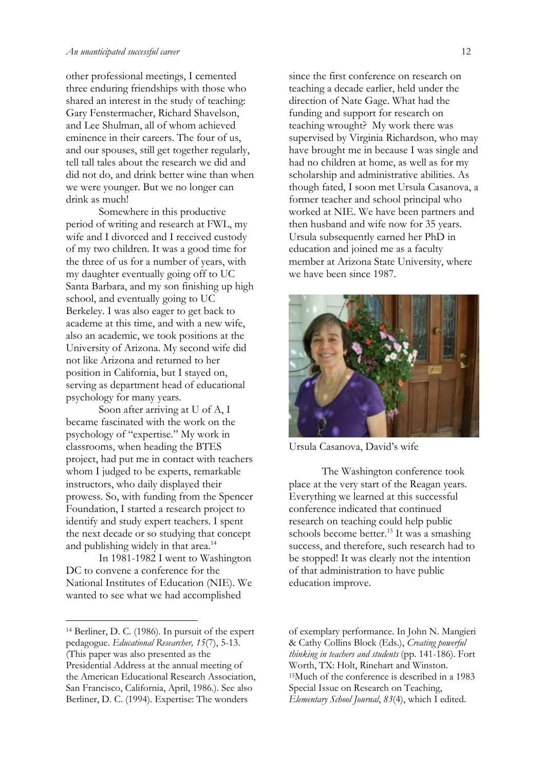other professional meetings, I cemented three enduring friendships with those who shared an interest in the study of teaching: Gary Fenstermacher, Richard Shavelson, and Lee Shulman, all of whom achieved eminence in their careers. The four of us, and our spouses, still get together regularly, tell tall tales about the research we did and did not do, and drink better wine than when we were younger. But we no longer can drink as much!

Somewhere in this productive period of writing and research at FWL, my wife and I divorced and I received custody of my two children. It was a good time for the three of us for a number of years, with my daughter eventually going off to UC Santa Barbara, and my son finishing up high school, and eventually going to UC Berkeley. I was also eager to get back to academe at this time, and with a new wife, also an academic, we took positions at the University of Arizona. My second wife did not like Arizona and returned to her position in California, but I stayed on, serving as department head of educational psychology for many years.

Soon after arriving at U of A, I became fascinated with the work on the psychology of "expertise." My work in classrooms, when heading the BTES project, had put me in contact with teachers whom I judged to be experts, remarkable instructors, who daily displayed their prowess. So, with funding from the Spencer Foundation, I started a research project to identify and study expert teachers. I spent the next decade or so studying that concept and publishing widely in that area.[14]

In 1981-1982 I went to Washington DC to convene a conference for the National Institutes of Education (NIE). We wanted to see what we had accomplished since the first conference on research on teaching a decade earlier, held under the direction of Nate Gage. What had the funding and support for research on teaching wrought? My work there was supervised by Virginia Richardson, who may have brought me in because I was single and had no children at home, as well as for my scholarship and administrative abilities. As though fated, I soon met Ursula Casanova, a former teacher and school principal who worked at NIE. We have been partners and then husband and wife now for 35 years. Ursula subsequently earned her PhD in education and joined me as a faculty member at Arizona State University, where we have been since 1987.

Ursula Casanova, David's wife

The Washington conference took place at the very start of the Reagan years. Everything we learned at this successful conference indicated that continued research on teaching could help public schools become better.[15] It was a smashing success, and therefore, such research had to be stopped! It was clearly not the intention of that administration to have public education improve.

---

[14] Berliner, D. C. (1986). In pursuit of the expert pedagogue. *Educational Researcher, 15*(7), 5-13. (This paper was also presented as the Presidential Address at the annual meeting of the American Educational Research Association, San Francisco, California, April, 1986.). See also Berliner, D. C. (1994). Expertise: The wonders of exemplary performance. In John N. Mangieri & Cathy Collins Block (Eds.), *Creating powerful thinking in teachers and students* (pp. 141-186). Fort Worth, TX: Holt, Rinehart and Winston.

[15] Much of the conference is described in a 1983 Special Issue on Research on Teaching, *Elementary School Journal*, *83*(4), which I edited.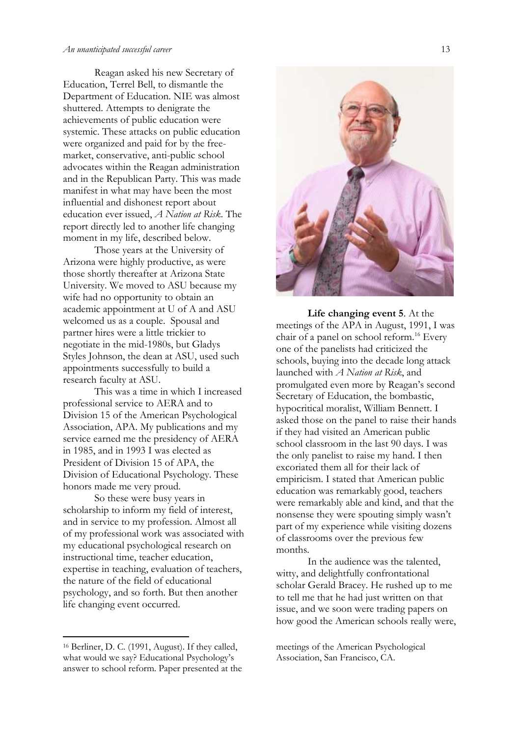Reagan asked his new Secretary of Education, Terrel Bell, to dismantle the Department of Education. NIE was almost shuttered. Attempts to denigrate the achievements of public education were systemic. These attacks on public education were organized and paid for by the free-market, conservative, anti-public school advocates within the Reagan administration and in the Republican Party. This was made manifest in what may have been the most influential and dishonest report about education ever issued, *A Nation at Risk*. The report directly led to another life changing moment in my life, described below.

Those years at the University of Arizona were highly productive, as were those shortly thereafter at Arizona State University. We moved to ASU because my wife had no opportunity to obtain an academic appointment at U of A and ASU welcomed us as a couple. Spousal and partner hires were a little trickier to negotiate in the mid-1980s, but Gladys Styles Johnson, the dean at ASU, used such appointments successfully to build a research faculty at ASU.

This was a time in which I increased professional service to AERA and to Division 15 of the American Psychological Association, APA. My publications and my service earned me the presidency of AERA in 1985, and in 1993 I was elected as President of Division 15 of APA, the Division of Educational Psychology. These honors made me very proud.

So these were busy years in scholarship to inform my field of interest, and in service to my profession. Almost all of my professional work was associated with my educational psychological research on instructional time, teacher education, expertise in teaching, evaluation of teachers, the nature of the field of educational psychology, and so forth. But then another life changing event occurred.

**Life changing event 5**. At the meetings of the APA in August, 1991, I was chair of a panel on school reform.[16] Every one of the panelists had criticized the schools, buying into the decade long attack launched with *A Nation at Risk*, and promulgated even more by Reagan's second Secretary of Education, the bombastic, hypocritical moralist, William Bennett. I asked those on the panel to raise their hands if they had visited an American public school classroom in the last 90 days. I was the only panelist to raise my hand. I then excoriated them all for their lack of empiricism. I stated that American public education was remarkably good, teachers were remarkably able and kind, and that the nonsense they were spouting simply wasn't part of my experience while visiting dozens of classrooms over the previous few months.

In the audience was the talented, witty, and delightfully confrontational scholar Gerald Bracey. He rushed up to me to tell me that he had just written on that issue, and we soon were trading papers on how good the American schools really were,

---

[16] Berliner, D. C. (1991, August). If they called, what would we say? Educational Psychology's answer to school reform. Paper presented at the meetings of the American Psychological Association, San Francisco, CA.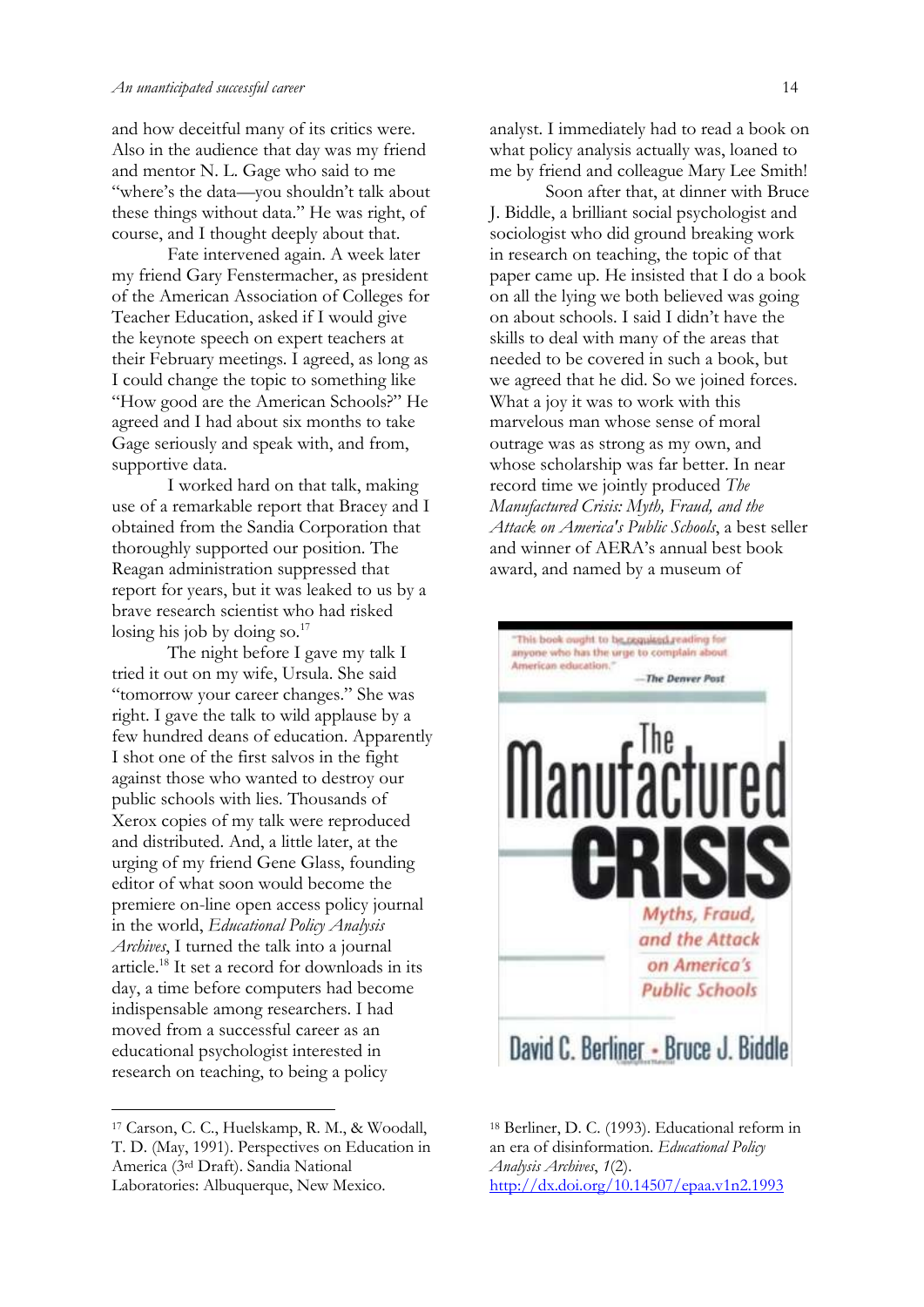and how deceitful many of its critics were. Also in the audience that day was my friend and mentor N. L. Gage who said to me "where's the data—you shouldn't talk about these things without data." He was right, of course, and I thought deeply about that.

Fate intervened again. A week later my friend Gary Fenstermacher, as president of the American Association of Colleges for Teacher Education, asked if I would give the keynote speech on expert teachers at their February meetings. I agreed, as long as I could change the topic to something like "How good are the American Schools?" He agreed and I had about six months to take Gage seriously and speak with, and from, supportive data.

I worked hard on that talk, making use of a remarkable report that Bracey and I obtained from the Sandia Corporation that thoroughly supported our position. The Reagan administration suppressed that report for years, but it was leaked to us by a brave research scientist who had risked losing his job by doing so.[17]

The night before I gave my talk I tried it out on my wife, Ursula. She said "tomorrow your career changes." She was right. I gave the talk to wild applause by a few hundred deans of education. Apparently I shot one of the first salvos in the fight against those who wanted to destroy our public schools with lies. Thousands of Xerox copies of my talk were reproduced and distributed. And, a little later, at the urging of my friend Gene Glass, founding editor of what soon would become the premiere on-line open access policy journal in the world, *Educational Policy Analysis Archives*, I turned the talk into a journal article.[18] It set a record for downloads in its day, a time before computers had become indispensable among researchers. I had moved from a successful career as an educational psychologist interested in research on teaching, to being a policy analyst. I immediately had to read a book on what policy analysis actually was, loaned to me by friend and colleague Mary Lee Smith!

Soon after that, at dinner with Bruce J. Biddle, a brilliant social psychologist and sociologist who did ground breaking work in research on teaching, the topic of that paper came up. He insisted that I do a book on all the lying we both believed was going on about schools. I said I didn't have the skills to deal with many of the areas that needed to be covered in such a book, but we agreed that he did. So we joined forces. What a joy it was to work with this marvelous man whose sense of moral outrage was as strong as my own, and whose scholarship was far better. In near record time we jointly produced *The Manufactured Crisis: Myth, Fraud, and the Attack on America's Public Schools*, a best seller and winner of AERA's annual best book award, and named by a museum of

---

[17] Carson, C. C., Huelskamp, R. M., & Woodall, T. D. (May, 1991). Perspectives on Education in America (3rd Draft). Sandia National Laboratories: Albuquerque, New Mexico.

[18] Berliner, D. C. (1993). Educational reform in an era of disinformation. *Educational Policy Analysis Archives*, *1*(2). http://dx.doi.org/10.14507/epaa.v1n2.1993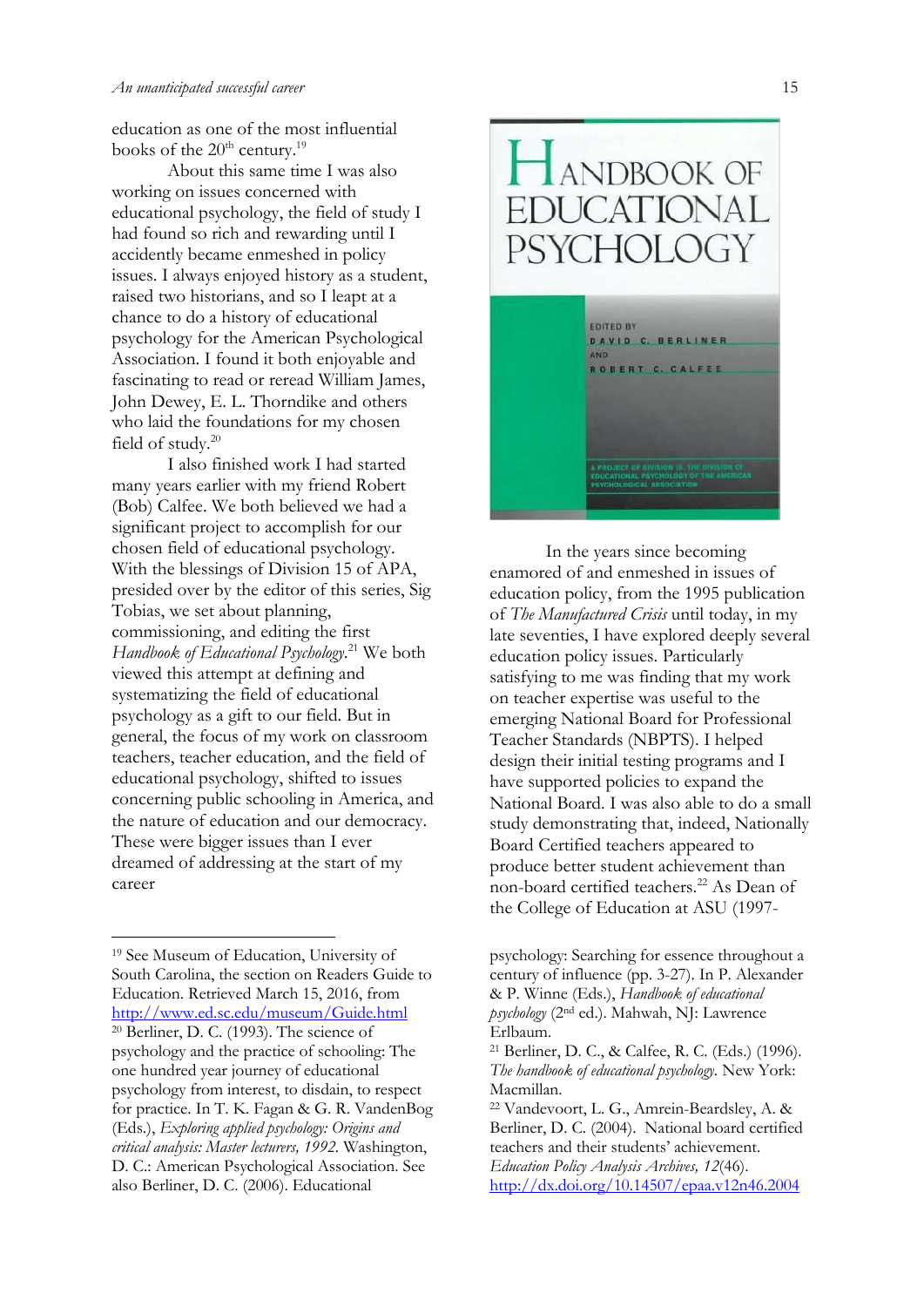education as one of the most influential books of the 20th century.[19]

About this same time I was also working on issues concerned with educational psychology, the field of study I had found so rich and rewarding until I accidently became enmeshed in policy issues. I always enjoyed history as a student, raised two historians, and so I leapt at a chance to do a history of educational psychology for the American Psychological Association. I found it both enjoyable and fascinating to read or reread William James, John Dewey, E. L. Thorndike and others who laid the foundations for my chosen field of study.[20]

I also finished work I had started many years earlier with my friend Robert (Bob) Calfee. We both believed we had a significant project to accomplish for our chosen field of educational psychology. With the blessings of Division 15 of APA, presided over by the editor of this series, Sig Tobias, we set about planning, commissioning, and editing the first *Handbook of Educational Psychology*.[21] We both viewed this attempt at defining and systematizing the field of educational psychology as a gift to our field. But in general, the focus of my work on classroom teachers, teacher education, and the field of educational psychology, shifted to issues concerning public schooling in America, and the nature of education and our democracy. These were bigger issues than I ever dreamed of addressing at the start of my career

In the years since becoming enamored of and enmeshed in issues of education policy, from the 1995 publication of *The Manufactured Crisis* until today, in my late seventies, I have explored deeply several education policy issues. Particularly satisfying to me was finding that my work on teacher expertise was useful to the emerging National Board for Professional Teacher Standards (NBPTS). I helped design their initial testing programs and I have supported policies to expand the National Board. I was also able to do a small study demonstrating that, indeed, Nationally Board Certified teachers appeared to produce better student achievement than non-board certified teachers.[22] As Dean of the College of Education at ASU (1997-

---

[19] See Museum of Education, University of South Carolina, the section on Readers Guide to Education. Retrieved March 15, 2016, from http://www.ed.sc.edu/museum/Guide.html

[20] Berliner, D. C. (1993). The science of psychology and the practice of schooling: The one hundred year journey of educational psychology from interest, to disdain, to respect for practice. In T. K. Fagan & G. R. VandenBog (Eds.), *Exploring applied psychology: Origins and critical analysis: Master lecturers, 1992*. Washington, D. C.: American Psychological Association. See also Berliner, D. C. (2006). Educational psychology: Searching for essence throughout a century of influence (pp. 3-27). In P. Alexander & P. Winne (Eds.), *Handbook of educational psychology* (2nd ed.). Mahwah, NJ: Lawrence Erlbaum.

[21] Berliner, D. C., & Calfee, R. C. (Eds.) (1996). *The handbook of educational psychology*. New York: Macmillan.

[22] Vandevoort, L. G., Amrein-Beardsley, A. & Berliner, D. C. (2004). National board certified teachers and their students' achievement. *Education Policy Analysis Archives, 12*(46). http://dx.doi.org/10.14507/epaa.v12n46.2004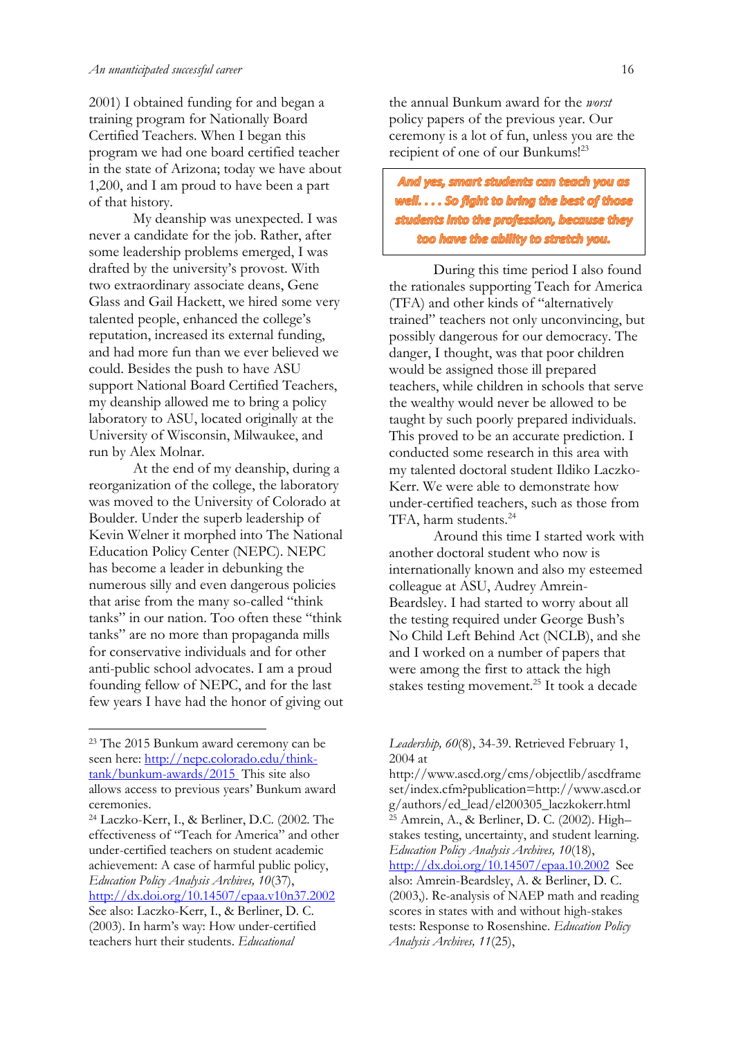2001) I obtained funding for and began a training program for Nationally Board Certified Teachers. When I began this program we had one board certified teacher in the state of Arizona; today we have about 1,200, and I am proud to have been a part of that history.

My deanship was unexpected. I was never a candidate for the job. Rather, after some leadership problems emerged, I was drafted by the university's provost. With two extraordinary associate deans, Gene Glass and Gail Hackett, we hired some very talented people, enhanced the college's reputation, increased its external funding, and had more fun than we ever believed we could. Besides the push to have ASU support National Board Certified Teachers, my deanship allowed me to bring a policy laboratory to ASU, located originally at the University of Wisconsin, Milwaukee, and run by Alex Molnar.

At the end of my deanship, during a reorganization of the college, the laboratory was moved to the University of Colorado at Boulder. Under the superb leadership of Kevin Welner it morphed into The National Education Policy Center (NEPC). NEPC has become a leader in debunking the numerous silly and even dangerous policies that arise from the many so-called "think tanks" in our nation. Too often these "think tanks" are no more than propaganda mills for conservative individuals and for other anti-public school advocates. I am a proud founding fellow of NEPC, and for the last few years I have had the honor of giving out the annual Bunkum award for the *worst* policy papers of the previous year. Our ceremony is a lot of fun, unless you are the recipient of one of our Bunkums![23]

> ***And yes, smart students can teach you as well. . . . So fight to bring the best of those students into the profession, because they too have the ability to stretch you.***

During this time period I also found the rationales supporting Teach for America (TFA) and other kinds of "alternatively trained" teachers not only unconvincing, but possibly dangerous for our democracy. The danger, I thought, was that poor children would be assigned those ill prepared teachers, while children in schools that serve the wealthy would never be allowed to be taught by such poorly prepared individuals. This proved to be an accurate prediction. I conducted some research in this area with my talented doctoral student Ildiko Laczko-Kerr. We were able to demonstrate how under-certified teachers, such as those from TFA, harm students.[24]

Around this time I started work with another doctoral student who now is internationally known and also my esteemed colleague at ASU, Audrey Amrein-Beardsley. I had started to worry about all the testing required under George Bush's No Child Left Behind Act (NCLB), and she and I worked on a number of papers that were among the first to attack the high stakes testing movement.[25] It took a decade

---

[23] The 2015 Bunkum award ceremony can be seen here: http://nepc.colorado.edu/think-tank/bunkum-awards/2015 This site also allows access to previous years' Bunkum award ceremonies.

[24] Laczko-Kerr, I., & Berliner, D.C. (2002. The effectiveness of "Teach for America" and other under-certified teachers on student academic achievement: A case of harmful public policy, *Education Policy Analysis Archives, 10*(37), http://dx.doi.org/10.14507/epaa.v10n37.2002 See also: Laczko-Kerr, I., & Berliner, D. C. (2003). In harm's way: How under-certified teachers hurt their students. *Educational Leadership, 60*(8), 34-39. Retrieved February 1, 2004 at http://www.ascd.org/cms/objectlib/ascdframeset/index.cfm?publication=http://www.ascd.org/authors/ed_lead/el200305_laczkokerr.html

[25] Amrein, A., & Berliner, D. C. (2002). High–stakes testing, uncertainty, and student learning. *Education Policy Analysis Archives, 10*(18), http://dx.doi.org/10.14507/epaa.10.2002 See also: Amrein-Beardsley, A. & Berliner, D. C. (2003,). Re-analysis of NAEP math and reading scores in states with and without high-stakes tests: Response to Rosenshine. *Education Policy Analysis Archives, 11*(25),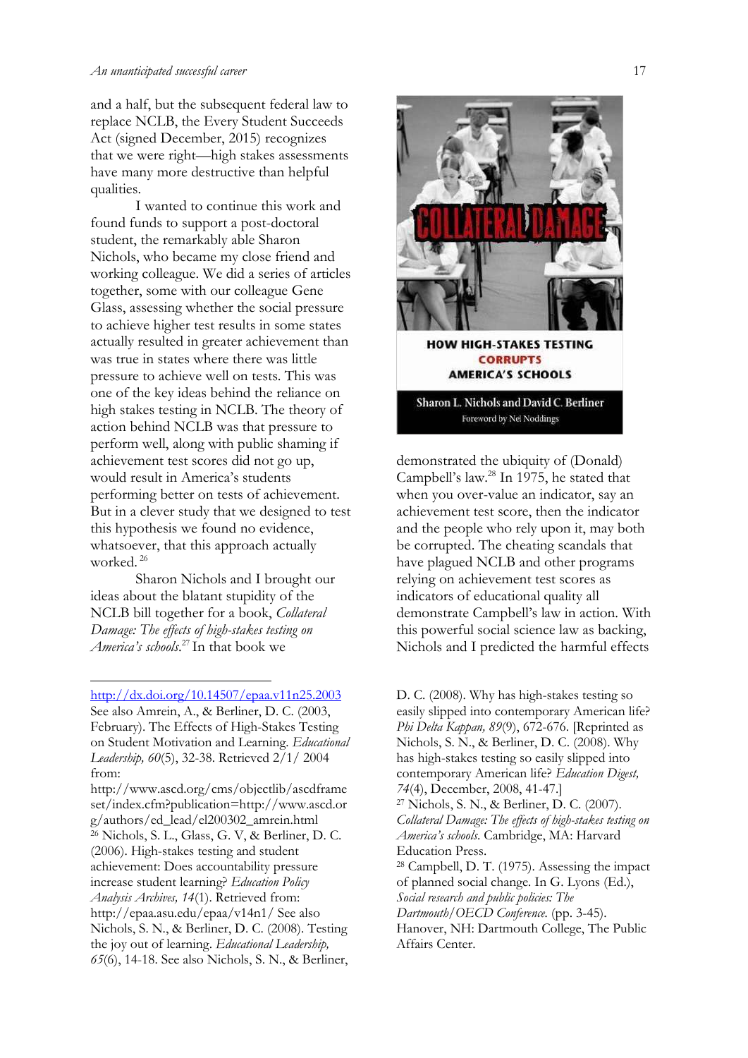and a half, but the subsequent federal law to replace NCLB, the Every Student Succeeds Act (signed December, 2015) recognizes that we were right—high stakes assessments have many more destructive than helpful qualities.

I wanted to continue this work and found funds to support a post-doctoral student, the remarkably able Sharon Nichols, who became my close friend and working colleague. We did a series of articles together, some with our colleague Gene Glass, assessing whether the social pressure to achieve higher test results in some states actually resulted in greater achievement than was true in states where there was little pressure to achieve well on tests. This was one of the key ideas behind the reliance on high stakes testing in NCLB. The theory of action behind NCLB was that pressure to perform well, along with public shaming if achievement test scores did not go up, would result in America's students performing better on tests of achievement. But in a clever study that we designed to test this hypothesis we found no evidence, whatsoever, that this approach actually worked.[26]

Sharon Nichols and I brought our ideas about the blatant stupidity of the NCLB bill together for a book, *Collateral Damage: The effects of high-stakes testing on America's schools*.[27] In that book we demonstrated the ubiquity of (Donald) Campbell's law.[28] In 1975, he stated that when you over-value an indicator, say an achievement test score, then the indicator and the people who rely upon it, may both be corrupted. The cheating scandals that have plagued NCLB and other programs relying on achievement test scores as indicators of educational quality all demonstrate Campbell's law in action. With this powerful social science law as backing, Nichols and I predicted the harmful effects

COLLATERAL DAMAGE

HOW HIGH-STAKES TESTING CORRUPTS AMERICA'S SCHOOLS

Sharon L. Nichols and David C. Berliner

Foreword by Nel Noddings

---

http://dx.doi.org/10.14507/epaa.v11n25.2003 See also Amrein, A., & Berliner, D. C. (2003, February). The Effects of High-Stakes Testing on Student Motivation and Learning. *Educational Leadership, 60*(5), 32-38. Retrieved 2/1/ 2004 from: http://www.ascd.org/cms/objectlib/ascdframeset/index.cfm?publication=http://www.ascd.org/authors/ed_lead/el200302_amrein.html

[26] Nichols, S. L., Glass, G. V, & Berliner, D. C. (2006). High-stakes testing and student achievement: Does accountability pressure increase student learning? *Education Policy Analysis Archives, 14*(1). Retrieved from: http://epaa.asu.edu/epaa/v14n1/ See also Nichols, S. N., & Berliner, D. C. (2008). Testing the joy out of learning. *Educational Leadership, 65*(6), 14-18. See also Nichols, S. N., & Berliner, D. C. (2008). Why has high-stakes testing so easily slipped into contemporary American life? *Phi Delta Kappan, 89*(9), 672-676. [Reprinted as Nichols, S. N., & Berliner, D. C. (2008). Why has high-stakes testing so easily slipped into contemporary American life? *Education Digest, 74*(4), December, 2008, 41-47.]

[27] Nichols, S. N., & Berliner, D. C. (2007). *Collateral Damage: The effects of high-stakes testing on America's schools.* Cambridge, MA: Harvard Education Press.

[28] Campbell, D. T. (1975). Assessing the impact of planned social change. In G. Lyons (Ed.), *Social research and public policies: The Dartmouth/OECD Conference.* (pp. 3-45). Hanover, NH: Dartmouth College, The Public Affairs Center.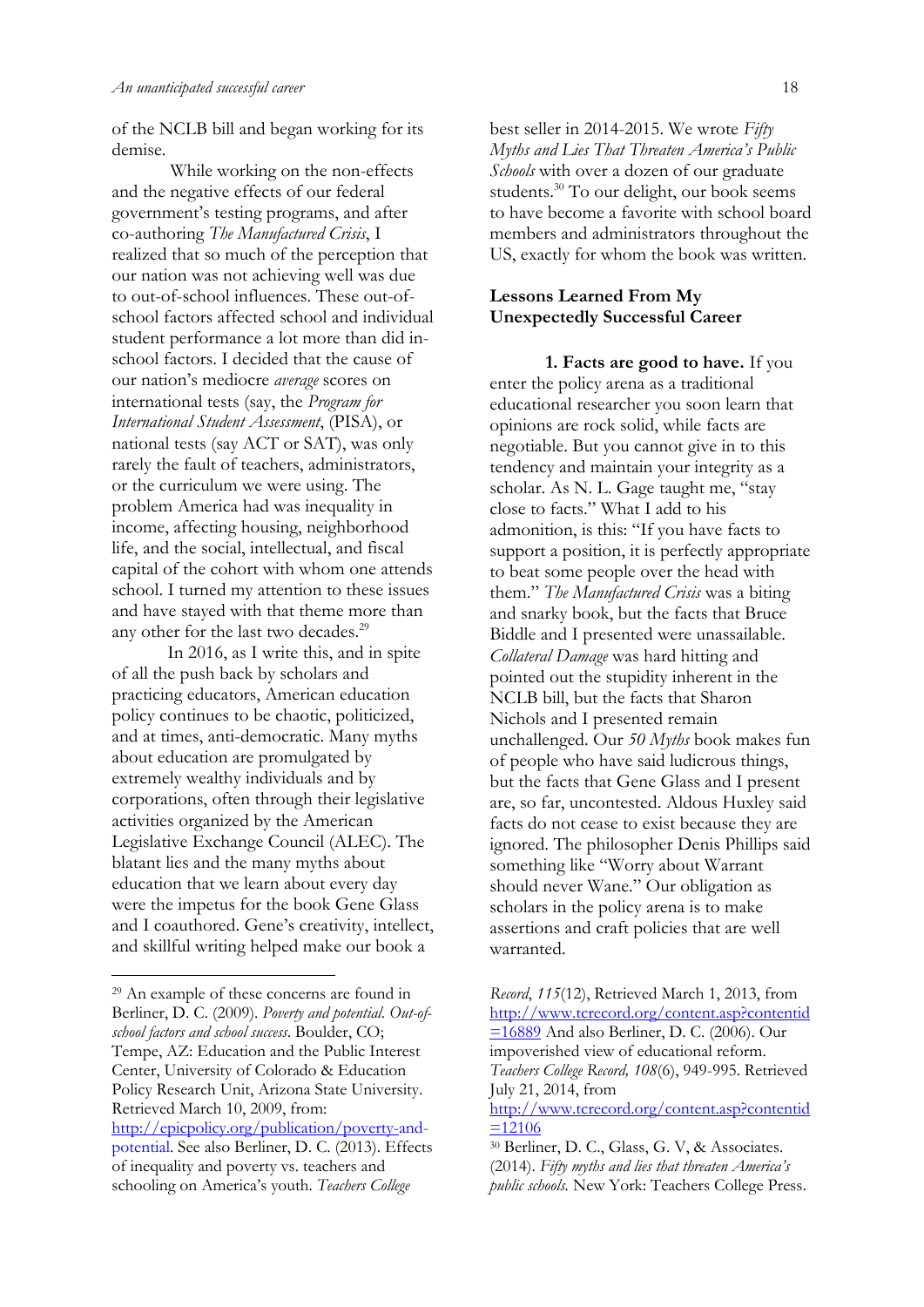of the NCLB bill and began working for its demise.

While working on the non-effects and the negative effects of our federal government's testing programs, and after co-authoring *The Manufactured Crisis*, I realized that so much of the perception that our nation was not achieving well was due to out-of-school influences. These out-of-school factors affected school and individual student performance a lot more than did in-school factors. I decided that the cause of our nation's mediocre *average* scores on international tests (say, the *Program for International Student Assessment*, (PISA), or national tests (say ACT or SAT), was only rarely the fault of teachers, administrators, or the curriculum we were using. The problem America had was inequality in income, affecting housing, neighborhood life, and the social, intellectual, and fiscal capital of the cohort with whom one attends school. I turned my attention to these issues and have stayed with that theme more than any other for the last two decades.[29]

In 2016, as I write this, and in spite of all the push back by scholars and practicing educators, American education policy continues to be chaotic, politicized, and at times, anti-democratic. Many myths about education are promulgated by extremely wealthy individuals and by corporations, often through their legislative activities organized by the American Legislative Exchange Council (ALEC). The blatant lies and the many myths about education that we learn about every day were the impetus for the book Gene Glass and I coauthored. Gene's creativity, intellect, and skillful writing helped make our book a best seller in 2014-2015. We wrote *Fifty Myths and Lies That Threaten America's Public Schools* with over a dozen of our graduate students.[30] To our delight, our book seems to have become a favorite with school board members and administrators throughout the US, exactly for whom the book was written.

## Lessons Learned From My Unexpectedly Successful Career

**1. Facts are good to have.** If you enter the policy arena as a traditional educational researcher you soon learn that opinions are rock solid, while facts are negotiable. But you cannot give in to this tendency and maintain your integrity as a scholar. As N. L. Gage taught me, "stay close to facts." What I add to his admonition, is this: "If you have facts to support a position, it is perfectly appropriate to beat some people over the head with them." *The Manufactured Crisis* was a biting and snarky book, but the facts that Bruce Biddle and I presented were unassailable. *Collateral Damage* was hard hitting and pointed out the stupidity inherent in the NCLB bill, but the facts that Sharon Nichols and I presented remain unchallenged. Our *50 Myths* book makes fun of people who have said ludicrous things, but the facts that Gene Glass and I present are, so far, uncontested. Aldous Huxley said facts do not cease to exist because they are ignored. The philosopher Denis Phillips said something like "Worry about Warrant should never Wane." Our obligation as scholars in the policy arena is to make assertions and craft policies that are well warranted.

---

[29] An example of these concerns are found in Berliner, D. C. (2009). *Poverty and potential. Out-of-school factors and school success*. Boulder, CO; Tempe, AZ: Education and the Public Interest Center, University of Colorado & Education Policy Research Unit, Arizona State University. Retrieved March 10, 2009, from: http://epicpolicy.org/publication/poverty-and-potential. See also Berliner, D. C. (2013). Effects of inequality and poverty vs. teachers and schooling on America's youth. *Teachers College Record*, *115*(12), Retrieved March 1, 2013, from http://www.tcrecord.org/content.asp?contentid=16889 And also Berliner, D. C. (2006). Our impoverished view of educational reform. *Teachers College Record, 108*(6), 949-995. Retrieved July 21, 2014, from http://www.tcrecord.org/content.asp?contentid=12106

[30] Berliner, D. C., Glass, G. V, & Associates. (2014). *Fifty myths and lies that threaten America's public schools.* New York: Teachers College Press.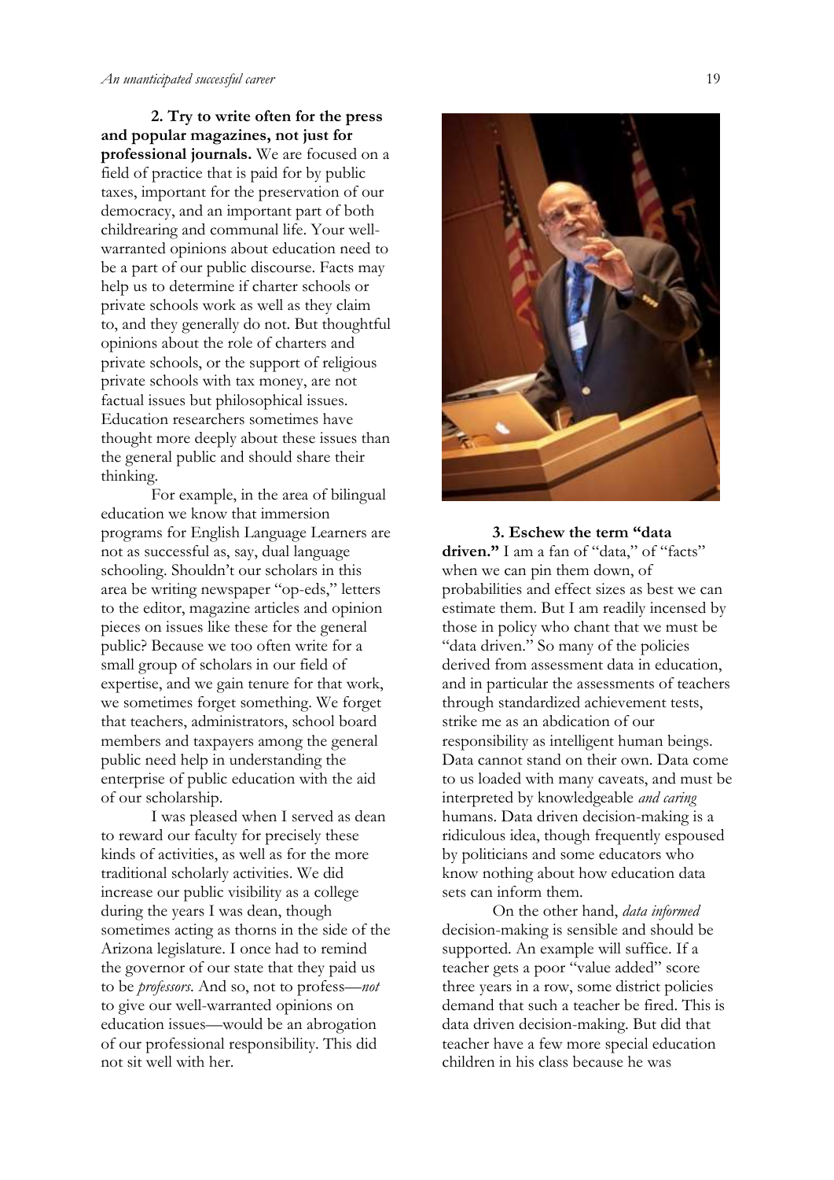**2. Try to write often for the press and popular magazines, not just for professional journals.** We are focused on a field of practice that is paid for by public taxes, important for the preservation of our democracy, and an important part of both childrearing and communal life. Your well-warranted opinions about education need to be a part of our public discourse. Facts may help us to determine if charter schools or private schools work as well as they claim to, and they generally do not. But thoughtful opinions about the role of charters and private schools, or the support of religious private schools with tax money, are not factual issues but philosophical issues. Education researchers sometimes have thought more deeply about these issues than the general public and should share their thinking.

For example, in the area of bilingual education we know that immersion programs for English Language Learners are not as successful as, say, dual language schooling. Shouldn't our scholars in this area be writing newspaper "op-eds," letters to the editor, magazine articles and opinion pieces on issues like these for the general public? Because we too often write for a small group of scholars in our field of expertise, and we gain tenure for that work, we sometimes forget something. We forget that teachers, administrators, school board members and taxpayers among the general public need help in understanding the enterprise of public education with the aid of our scholarship.

I was pleased when I served as dean to reward our faculty for precisely these kinds of activities, as well as for the more traditional scholarly activities. We did increase our public visibility as a college during the years I was dean, though sometimes acting as thorns in the side of the Arizona legislature. I once had to remind the governor of our state that they paid us to be *professors*. And so, not to profess—*not* to give our well-warranted opinions on education issues—would be an abrogation of our professional responsibility. This did not sit well with her.

**3. Eschew the term "data driven."** I am a fan of "data," of "facts" when we can pin them down, of probabilities and effect sizes as best we can estimate them. But I am readily incensed by those in policy who chant that we must be "data driven." So many of the policies derived from assessment data in education, and in particular the assessments of teachers through standardized achievement tests, strike me as an abdication of our responsibility as intelligent human beings. Data cannot stand on their own. Data come to us loaded with many caveats, and must be interpreted by knowledgeable *and caring* humans. Data driven decision-making is a ridiculous idea, though frequently espoused by politicians and some educators who know nothing about how education data sets can inform them.

On the other hand, *data informed* decision-making is sensible and should be supported. An example will suffice. If a teacher gets a poor "value added" score three years in a row, some district policies demand that such a teacher be fired. This is data driven decision-making. But did that teacher have a few more special education children in his class because he was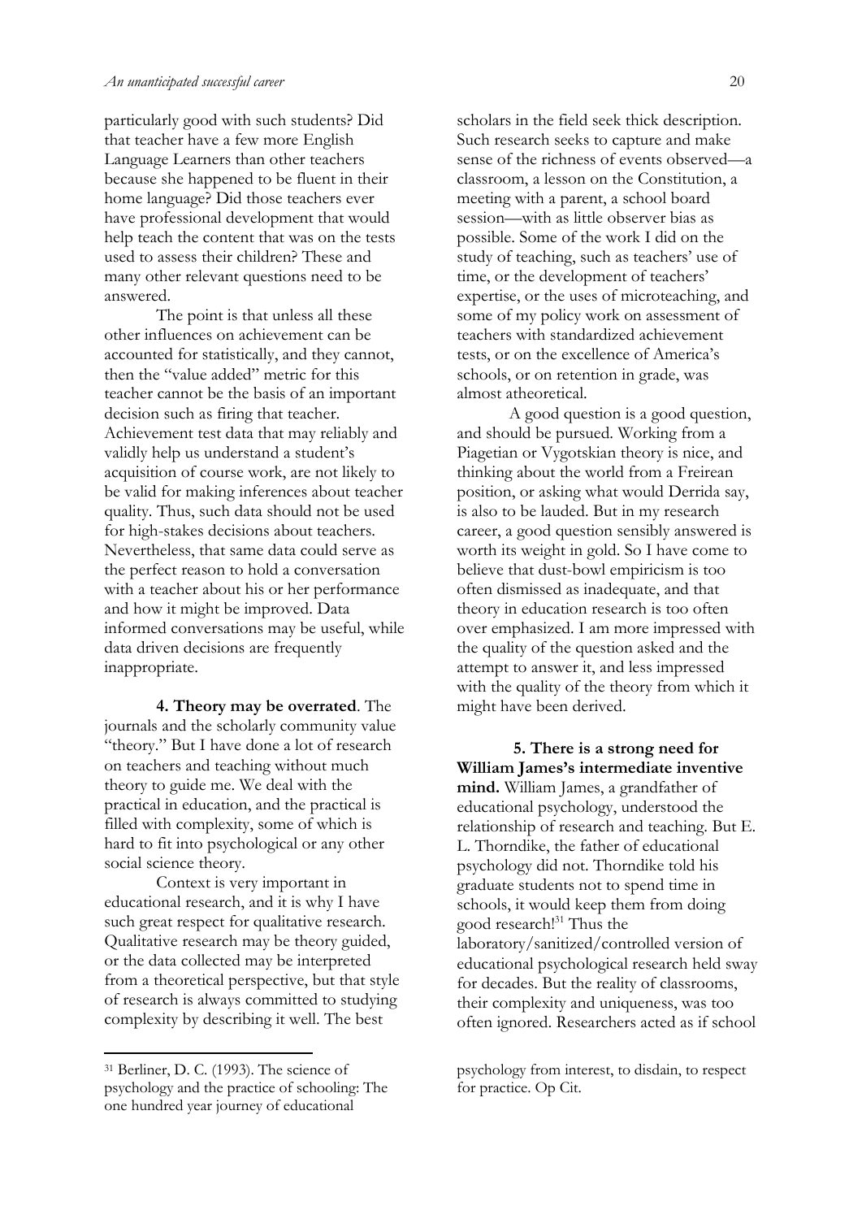particularly good with such students? Did that teacher have a few more English Language Learners than other teachers because she happened to be fluent in their home language? Did those teachers ever have professional development that would help teach the content that was on the tests used to assess their children? These and many other relevant questions need to be answered.

The point is that unless all these other influences on achievement can be accounted for statistically, and they cannot, then the "value added" metric for this teacher cannot be the basis of an important decision such as firing that teacher. Achievement test data that may reliably and validly help us understand a student's acquisition of course work, are not likely to be valid for making inferences about teacher quality. Thus, such data should not be used for high-stakes decisions about teachers. Nevertheless, that same data could serve as the perfect reason to hold a conversation with a teacher about his or her performance and how it might be improved. Data informed conversations may be useful, while data driven decisions are frequently inappropriate.

**4. Theory may be overrated**. The journals and the scholarly community value "theory." But I have done a lot of research on teachers and teaching without much theory to guide me. We deal with the practical in education, and the practical is filled with complexity, some of which is hard to fit into psychological or any other social science theory.

Context is very important in educational research, and it is why I have such great respect for qualitative research. Qualitative research may be theory guided, or the data collected may be interpreted from a theoretical perspective, but that style of research is always committed to studying complexity by describing it well. The best scholars in the field seek thick description. Such research seeks to capture and make sense of the richness of events observed—a classroom, a lesson on the Constitution, a meeting with a parent, a school board session—with as little observer bias as possible. Some of the work I did on the study of teaching, such as teachers' use of time, or the development of teachers' expertise, or the uses of microteaching, and some of my policy work on assessment of teachers with standardized achievement tests, or on the excellence of America's schools, or on retention in grade, was almost atheoretical.

A good question is a good question, and should be pursued. Working from a Piagetian or Vygotskian theory is nice, and thinking about the world from a Freirean position, or asking what would Derrida say, is also to be lauded. But in my research career, a good question sensibly answered is worth its weight in gold. So I have come to believe that dust-bowl empiricism is too often dismissed as inadequate, and that theory in education research is too often over emphasized. I am more impressed with the quality of the question asked and the attempt to answer it, and less impressed with the quality of the theory from which it might have been derived.

**5. There is a strong need for William James's intermediate inventive mind.** William James, a grandfather of educational psychology, understood the relationship of research and teaching. But E. L. Thorndike, the father of educational psychology did not. Thorndike told his graduate students not to spend time in schools, it would keep them from doing good research![31] Thus the laboratory/sanitized/controlled version of educational psychological research held sway for decades. But the reality of classrooms, their complexity and uniqueness, was too often ignored. Researchers acted as if school

[31] Berliner, D. C. (1993). The science of psychology and the practice of schooling: The one hundred year journey of educational psychology from interest, to disdain, to respect for practice. Op Cit.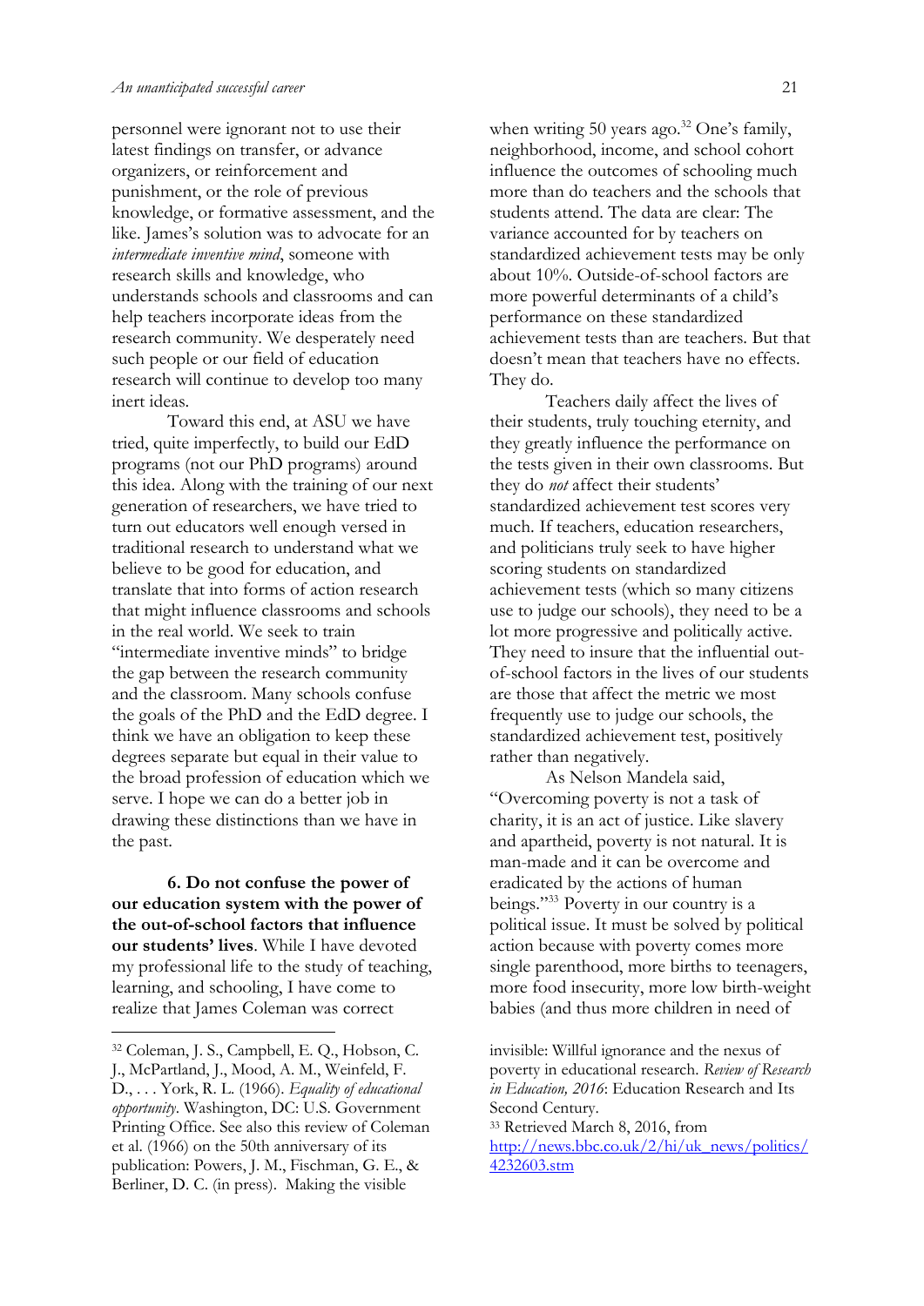personnel were ignorant not to use their latest findings on transfer, or advance organizers, or reinforcement and punishment, or the role of previous knowledge, or formative assessment, and the like. James's solution was to advocate for an *intermediate inventive mind*, someone with research skills and knowledge, who understands schools and classrooms and can help teachers incorporate ideas from the research community. We desperately need such people or our field of education research will continue to develop too many inert ideas.

Toward this end, at ASU we have tried, quite imperfectly, to build our EdD programs (not our PhD programs) around this idea. Along with the training of our next generation of researchers, we have tried to turn out educators well enough versed in traditional research to understand what we believe to be good for education, and translate that into forms of action research that might influence classrooms and schools in the real world. We seek to train "intermediate inventive minds" to bridge the gap between the research community and the classroom. Many schools confuse the goals of the PhD and the EdD degree. I think we have an obligation to keep these degrees separate but equal in their value to the broad profession of education which we serve. I hope we can do a better job in drawing these distinctions than we have in the past.

**6. Do not confuse the power of our education system with the power of the out-of-school factors that influence our students' lives**. While I have devoted my professional life to the study of teaching, learning, and schooling, I have come to realize that James Coleman was correct when writing 50 years ago.[32] One's family, neighborhood, income, and school cohort influence the outcomes of schooling much more than do teachers and the schools that students attend. The data are clear: The variance accounted for by teachers on standardized achievement tests may be only about 10%. Outside-of-school factors are more powerful determinants of a child's performance on these standardized achievement tests than are teachers. But that doesn't mean that teachers have no effects. They do.

Teachers daily affect the lives of their students, truly touching eternity, and they greatly influence the performance on the tests given in their own classrooms. But they do *not* affect their students' standardized achievement test scores very much. If teachers, education researchers, and politicians truly seek to have higher scoring students on standardized achievement tests (which so many citizens use to judge our schools), they need to be a lot more progressive and politically active. They need to insure that the influential out-of-school factors in the lives of our students are those that affect the metric we most frequently use to judge our schools, the standardized achievement test, positively rather than negatively.

As Nelson Mandela said, "Overcoming poverty is not a task of charity, it is an act of justice. Like slavery and apartheid, poverty is not natural. It is man-made and it can be overcome and eradicated by the actions of human beings."[33] Poverty in our country is a political issue. It must be solved by political action because with poverty comes more single parenthood, more births to teenagers, more food insecurity, more low birth-weight babies (and thus more children in need of

---

[32] Coleman, J. S., Campbell, E. Q., Hobson, C. J., McPartland, J., Mood, A. M., Weinfeld, F. D., . . . York, R. L. (1966). *Equality of educational opportunity*. Washington, DC: U.S. Government Printing Office. See also this review of Coleman et al. (1966) on the 50th anniversary of its publication: Powers, J. M., Fischman, G. E., & Berliner, D. C. (in press). Making the visible invisible: Willful ignorance and the nexus of poverty in educational research. *Review of Research in Education, 2016*: Education Research and Its Second Century.

[33] Retrieved March 8, 2016, from http://news.bbc.co.uk/2/hi/uk_news/politics/4232603.stm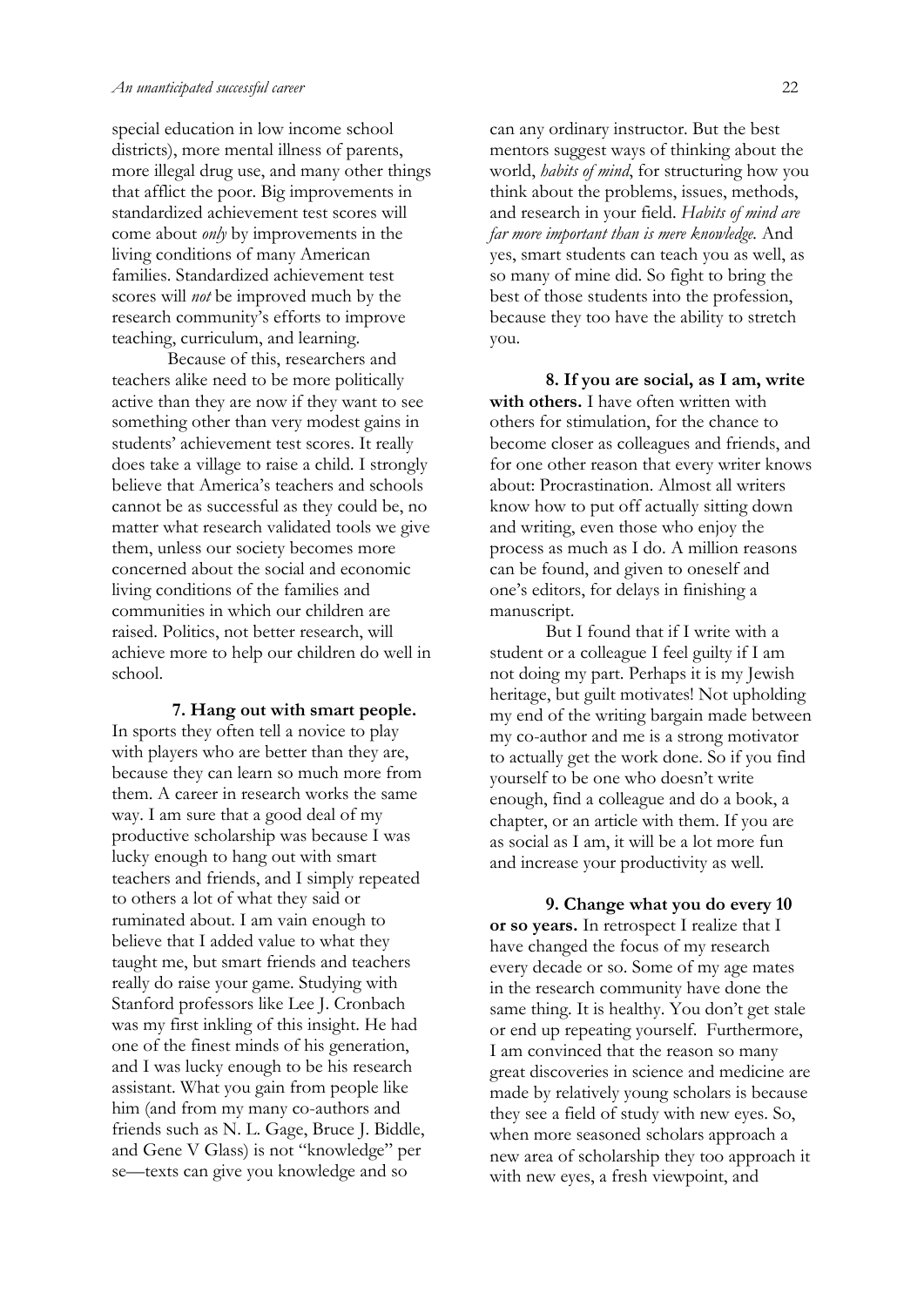special education in low income school districts), more mental illness of parents, more illegal drug use, and many other things that afflict the poor. Big improvements in standardized achievement test scores will come about *only* by improvements in the living conditions of many American families. Standardized achievement test scores will *not* be improved much by the research community's efforts to improve teaching, curriculum, and learning.

Because of this, researchers and teachers alike need to be more politically active than they are now if they want to see something other than very modest gains in students' achievement test scores. It really does take a village to raise a child. I strongly believe that America's teachers and schools cannot be as successful as they could be, no matter what research validated tools we give them, unless our society becomes more concerned about the social and economic living conditions of the families and communities in which our children are raised. Politics, not better research, will achieve more to help our children do well in school.

**7. Hang out with smart people.** In sports they often tell a novice to play with players who are better than they are, because they can learn so much more from them. A career in research works the same way. I am sure that a good deal of my productive scholarship was because I was lucky enough to hang out with smart teachers and friends, and I simply repeated to others a lot of what they said or ruminated about. I am vain enough to believe that I added value to what they taught me, but smart friends and teachers really do raise your game. Studying with Stanford professors like Lee J. Cronbach was my first inkling of this insight. He had one of the finest minds of his generation, and I was lucky enough to be his research assistant. What you gain from people like him (and from my many co-authors and friends such as N. L. Gage, Bruce J. Biddle, and Gene V Glass) is not "knowledge" per se—texts can give you knowledge and so can any ordinary instructor. But the best mentors suggest ways of thinking about the world, *habits of mind*, for structuring how you think about the problems, issues, methods, and research in your field. *Habits of mind are far more important than is mere knowledge.* And yes, smart students can teach you as well, as so many of mine did. So fight to bring the best of those students into the profession, because they too have the ability to stretch you.

**8. If you are social, as I am, write with others.** I have often written with others for stimulation, for the chance to become closer as colleagues and friends, and for one other reason that every writer knows about: Procrastination. Almost all writers know how to put off actually sitting down and writing, even those who enjoy the process as much as I do. A million reasons can be found, and given to oneself and one's editors, for delays in finishing a manuscript.

But I found that if I write with a student or a colleague I feel guilty if I am not doing my part. Perhaps it is my Jewish heritage, but guilt motivates! Not upholding my end of the writing bargain made between my co-author and me is a strong motivator to actually get the work done. So if you find yourself to be one who doesn't write enough, find a colleague and do a book, a chapter, or an article with them. If you are as social as I am, it will be a lot more fun and increase your productivity as well.

**9. Change what you do every 10 or so years.** In retrospect I realize that I have changed the focus of my research every decade or so. Some of my age mates in the research community have done the same thing. It is healthy. You don't get stale or end up repeating yourself. Furthermore, I am convinced that the reason so many great discoveries in science and medicine are made by relatively young scholars is because they see a field of study with new eyes. So, when more seasoned scholars approach a new area of scholarship they too approach it with new eyes, a fresh viewpoint, and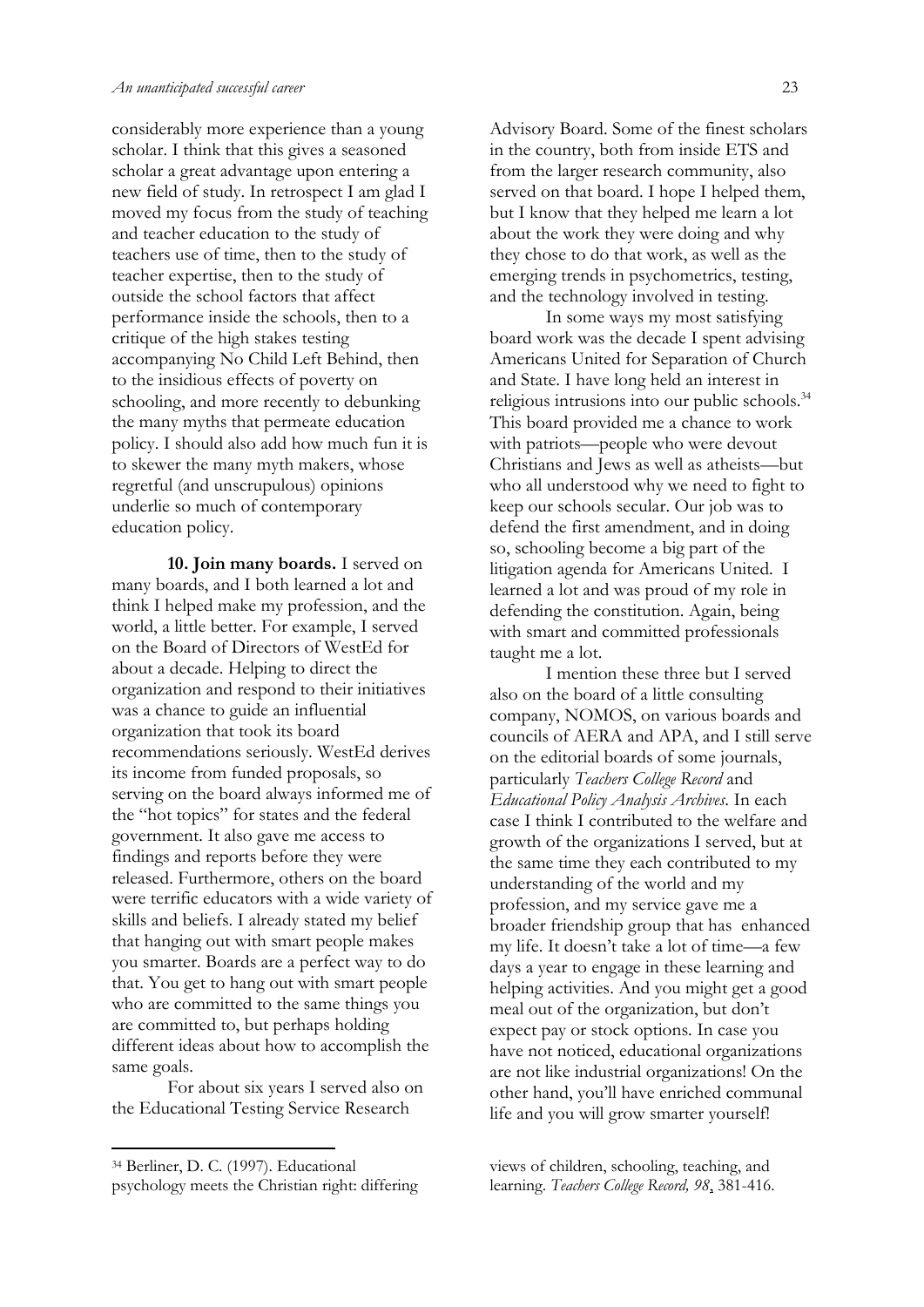considerably more experience than a young scholar. I think that this gives a seasoned scholar a great advantage upon entering a new field of study. In retrospect I am glad I moved my focus from the study of teaching and teacher education to the study of teachers use of time, then to the study of teacher expertise, then to the study of outside the school factors that affect performance inside the schools, then to a critique of the high stakes testing accompanying No Child Left Behind, then to the insidious effects of poverty on schooling, and more recently to debunking the many myths that permeate education policy. I should also add how much fun it is to skewer the many myth makers, whose regretful (and unscrupulous) opinions underlie so much of contemporary education policy.

**10. Join many boards.** I served on many boards, and I both learned a lot and think I helped make my profession, and the world, a little better. For example, I served on the Board of Directors of WestEd for about a decade. Helping to direct the organization and respond to their initiatives was a chance to guide an influential organization that took its board recommendations seriously. WestEd derives its income from funded proposals, so serving on the board always informed me of the "hot topics" for states and the federal government. It also gave me access to findings and reports before they were released. Furthermore, others on the board were terrific educators with a wide variety of skills and beliefs. I already stated my belief that hanging out with smart people makes you smarter. Boards are a perfect way to do that. You get to hang out with smart people who are committed to the same things you are committed to, but perhaps holding different ideas about how to accomplish the same goals.

For about six years I served also on the Educational Testing Service Research Advisory Board. Some of the finest scholars in the country, both from inside ETS and from the larger research community, also served on that board. I hope I helped them, but I know that they helped me learn a lot about the work they were doing and why they chose to do that work, as well as the emerging trends in psychometrics, testing, and the technology involved in testing.

In some ways my most satisfying board work was the decade I spent advising Americans United for Separation of Church and State. I have long held an interest in religious intrusions into our public schools.[34] This board provided me a chance to work with patriots—people who were devout Christians and Jews as well as atheists—but who all understood why we need to fight to keep our schools secular. Our job was to defend the first amendment, and in doing so, schooling become a big part of the litigation agenda for Americans United. I learned a lot and was proud of my role in defending the constitution. Again, being with smart and committed professionals taught me a lot.

I mention these three but I served also on the board of a little consulting company, NOMOS, on various boards and councils of AERA and APA, and I still serve on the editorial boards of some journals, particularly *Teachers College Record* and *Educational Policy Analysis Archives*. In each case I think I contributed to the welfare and growth of the organizations I served, but at the same time they each contributed to my understanding of the world and my profession, and my service gave me a broader friendship group that has enhanced my life. It doesn't take a lot of time—a few days a year to engage in these learning and helping activities. And you might get a good meal out of the organization, but don't expect pay or stock options. In case you have not noticed, educational organizations are not like industrial organizations! On the other hand, you'll have enriched communal life and you will grow smarter yourself!

---

[34] Berliner, D. C. (1997). Educational psychology meets the Christian right: differing views of children, schooling, teaching, and learning. *Teachers College Record, 98*, 381-416.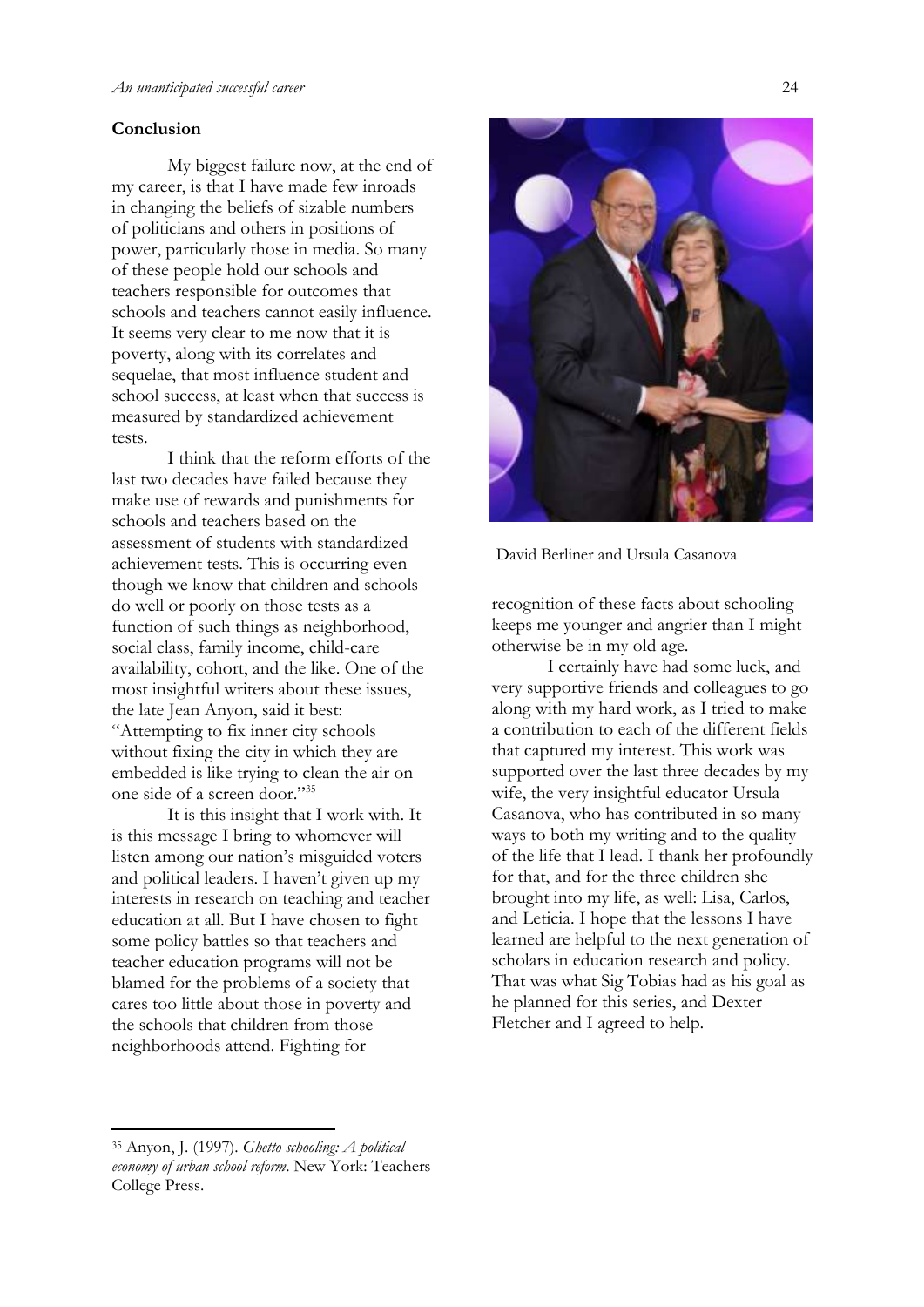## Conclusion

My biggest failure now, at the end of my career, is that I have made few inroads in changing the beliefs of sizable numbers of politicians and others in positions of power, particularly those in media. So many of these people hold our schools and teachers responsible for outcomes that schools and teachers cannot easily influence. It seems very clear to me now that it is poverty, along with its correlates and sequelae, that most influence student and school success, at least when that success is measured by standardized achievement tests.

I think that the reform efforts of the last two decades have failed because they make use of rewards and punishments for schools and teachers based on the assessment of students with standardized achievement tests. This is occurring even though we know that children and schools do well or poorly on those tests as a function of such things as neighborhood, social class, family income, child-care availability, cohort, and the like. One of the most insightful writers about these issues, the late Jean Anyon, said it best: "Attempting to fix inner city schools without fixing the city in which they are embedded is like trying to clean the air on one side of a screen door."[35]

It is this insight that I work with. It is this message I bring to whomever will listen among our nation's misguided voters and political leaders. I haven't given up my interests in research on teaching and teacher education at all. But I have chosen to fight some policy battles so that teachers and teacher education programs will not be blamed for the problems of a society that cares too little about those in poverty and the schools that children from those neighborhoods attend. Fighting for recognition of these facts about schooling keeps me younger and angrier than I might otherwise be in my old age.

David Berliner and Ursula Casanova

I certainly have had some luck, and very supportive friends and colleagues to go along with my hard work, as I tried to make a contribution to each of the different fields that captured my interest. This work was supported over the last three decades by my wife, the very insightful educator Ursula Casanova, who has contributed in so many ways to both my writing and to the quality of the life that I lead. I thank her profoundly for that, and for the three children she brought into my life, as well: Lisa, Carlos, and Leticia. I hope that the lessons I have learned are helpful to the next generation of scholars in education research and policy. That was what Sig Tobias had as his goal as he planned for this series, and Dexter Fletcher and I agreed to help.

---

[35] Anyon, J. (1997). *Ghetto schooling: A political economy of urban school reform*. New York: Teachers College Press.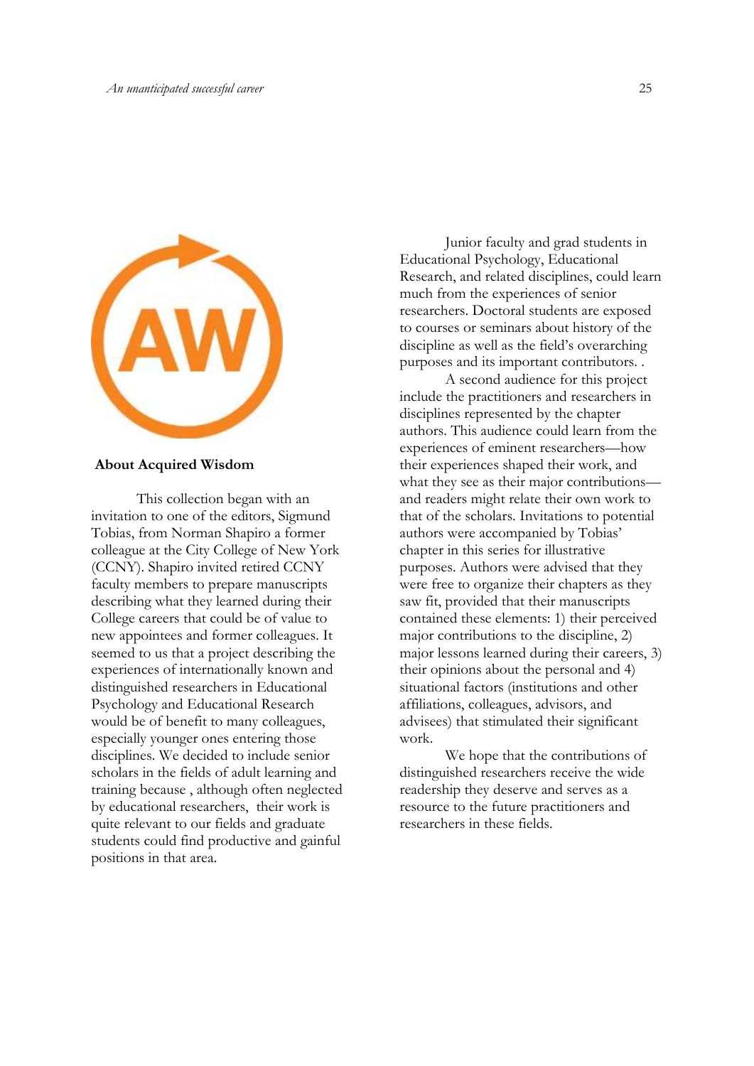## About Acquired Wisdom

This collection began with an invitation to one of the editors, Sigmund Tobias, from Norman Shapiro a former colleague at the City College of New York (CCNY). Shapiro invited retired CCNY faculty members to prepare manuscripts describing what they learned during their College careers that could be of value to new appointees and former colleagues. It seemed to us that a project describing the experiences of internationally known and distinguished researchers in Educational Psychology and Educational Research would be of benefit to many colleagues, especially younger ones entering those disciplines. We decided to include senior scholars in the fields of adult learning and training because , although often neglected by educational researchers, their work is quite relevant to our fields and graduate students could find productive and gainful positions in that area.

Junior faculty and grad students in Educational Psychology, Educational Research, and related disciplines, could learn much from the experiences of senior researchers. Doctoral students are exposed to courses or seminars about history of the discipline as well as the field's overarching purposes and its important contributors. .

A second audience for this project include the practitioners and researchers in disciplines represented by the chapter authors. This audience could learn from the experiences of eminent researchers—how their experiences shaped their work, and what they see as their major contributions—and readers might relate their own work to that of the scholars. Invitations to potential authors were accompanied by Tobias' chapter in this series for illustrative purposes. Authors were advised that they were free to organize their chapters as they saw fit, provided that their manuscripts contained these elements: 1) their perceived major contributions to the discipline, 2) major lessons learned during their careers, 3) their opinions about the personal and 4) situational factors (institutions and other affiliations, colleagues, advisors, and advisees) that stimulated their significant work.

We hope that the contributions of distinguished researchers receive the wide readership they deserve and serves as a resource to the future practitioners and researchers in these fields.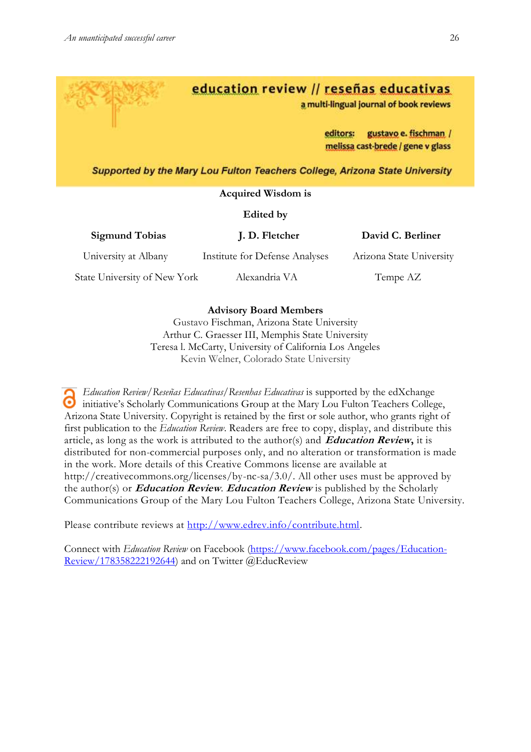**education review // reseñas educativas**
a multi-lingual journal of book reviews

editors: gustavo e. fischman / melissa cast-brede / gene v glass

**Supported by the Mary Lou Fulton Teachers College, Arizona State University**

**Acquired Wisdom is**

**Edited by**

| **Sigmund Tobias** | **J. D. Fletcher** | **David C. Berliner** |
|---|---|---|
| University at Albany | Institute for Defense Analyses | Arizona State University |
| State University of New York | Alexandria VA | Tempe AZ |

**Advisory Board Members**

Gustavo Fischman, Arizona State University
Arthur C. Graesser III, Memphis State University
Teresa l. McCarty, University of California Los Angeles
Kevin Welner, Colorado State University

*Education Review/Reseñas Educativas/Resenhas Educativas* is supported by the edXchange initiative's Scholarly Communications Group at the Mary Lou Fulton Teachers College, Arizona State University. Copyright is retained by the first or sole author, who grants right of first publication to the *Education Review*. Readers are free to copy, display, and distribute this article, as long as the work is attributed to the author(s) and ***Education Review***, it is distributed for non-commercial purposes only, and no alteration or transformation is made in the work. More details of this Creative Commons license are available at http://creativecommons.org/licenses/by-nc-sa/3.0/. All other uses must be approved by the author(s) or ***Education Review***. ***Education Review*** is published by the Scholarly Communications Group of the Mary Lou Fulton Teachers College, Arizona State University.

Please contribute reviews at http://www.edrev.info/contribute.html.

Connect with *Education Review* on Facebook (https://www.facebook.com/pages/Education-Review/178358222192644) and on Twitter @EducReview